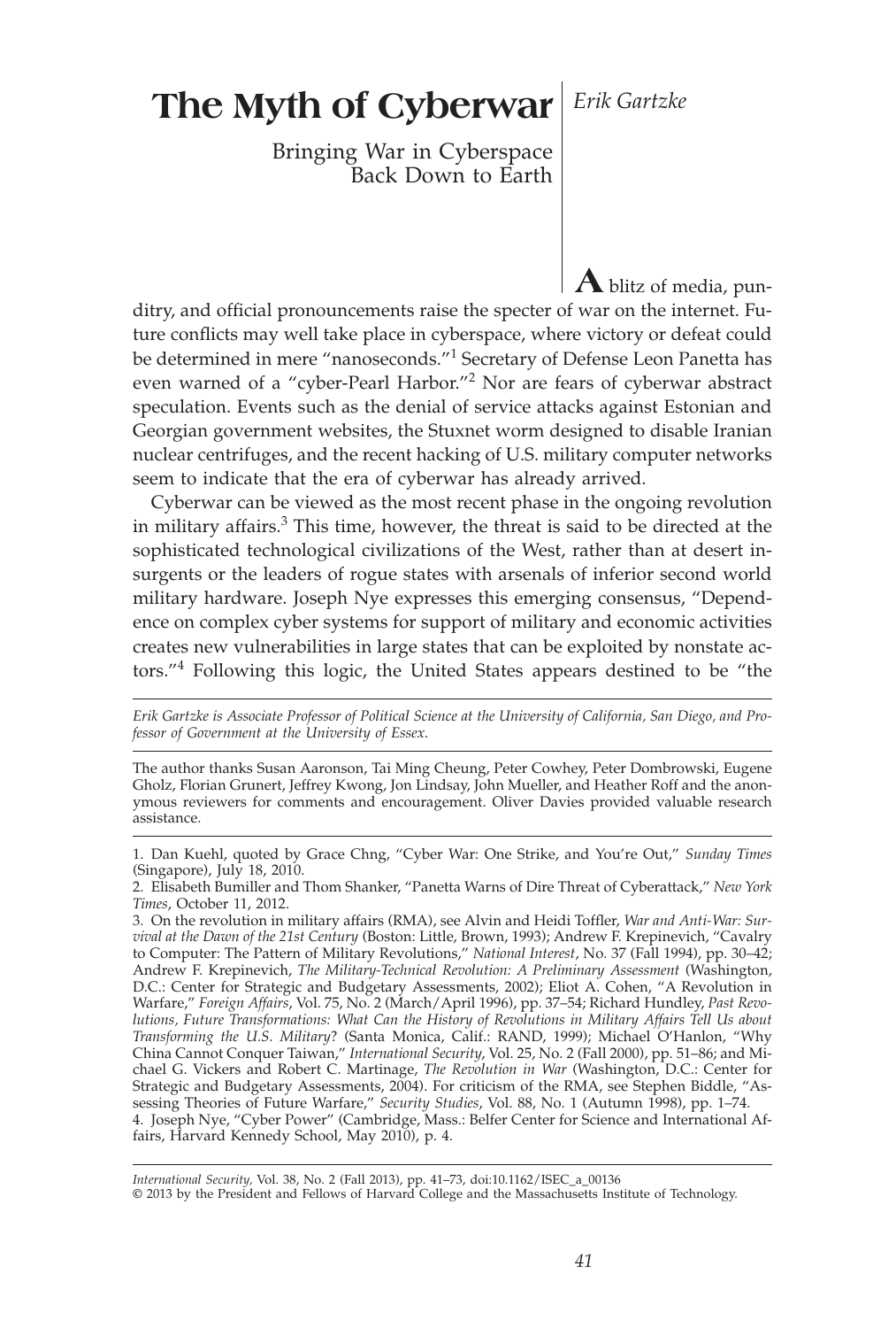# The Myth of Cyberwar

*Erik Gartzke*

## Bringing War in Cyberspace Back Down to Earth

A blitz of media, punditry, and official pronouncements raise the specter of war on the internet. Future conflicts may well take place in cyberspace, where victory or defeat could be determined in mere "nanoseconds."[1] Secretary of Defense Leon Panetta has even warned of a "cyber-Pearl Harbor."[2] Nor are fears of cyberwar abstract speculation. Events such as the denial of service attacks against Estonian and Georgian government websites, the Stuxnet worm designed to disable Iranian nuclear centrifuges, and the recent hacking of U.S. military computer networks seem to indicate that the era of cyberwar has already arrived.

Cyberwar can be viewed as the most recent phase in the ongoing revolution in military affairs.[3] This time, however, the threat is said to be directed at the sophisticated technological civilizations of the West, rather than at desert insurgents or the leaders of rogue states with arsenals of inferior second world military hardware. Joseph Nye expresses this emerging consensus, "Dependence on complex cyber systems for support of military and economic activities creates new vulnerabilities in large states that can be exploited by nonstate actors."[4] Following this logic, the United States appears destined to be "the

*Erik Gartzke is Associate Professor of Political Science at the University of California, San Diego, and Professor of Government at the University of Essex.*

The author thanks Susan Aaronson, Tai Ming Cheung, Peter Cowhey, Peter Dombrowski, Eugene Gholz, Florian Grunert, Jeffrey Kwong, Jon Lindsay, John Mueller, and Heather Roff and the anonymous reviewers for comments and encouragement. Oliver Davies provided valuable research assistance.

1. Dan Kuehl, quoted by Grace Chng, "Cyber War: One Strike, and You're Out," *Sunday Times* (Singapore), July 18, 2010.

2. Elisabeth Bumiller and Thom Shanker, "Panetta Warns of Dire Threat of Cyberattack," *New York Times*, October 11, 2012.

3. On the revolution in military affairs (RMA), see Alvin and Heidi Toffler, *War and Anti-War: Survival at the Dawn of the 21st Century* (Boston: Little, Brown, 1993); Andrew F. Krepinevich, "Cavalry to Computer: The Pattern of Military Revolutions," *National Interest*, No. 37 (Fall 1994), pp. 30–42; Andrew F. Krepinevich, *The Military-Technical Revolution: A Preliminary Assessment* (Washington, D.C.: Center for Strategic and Budgetary Assessments, 2002); Eliot A. Cohen, "A Revolution in Warfare," *Foreign Affairs*, Vol. 75, No. 2 (March/April 1996), pp. 37–54; Richard Hundley, *Past Revolutions, Future Transformations: What Can the History of Revolutions in Military Affairs Tell Us about Transforming the U.S. Military*? (Santa Monica, Calif.: RAND, 1999); Michael O'Hanlon, "Why China Cannot Conquer Taiwan," *International Security*, Vol. 25, No. 2 (Fall 2000), pp. 51–86; and Michael G. Vickers and Robert C. Martinage, *The Revolution in War* (Washington, D.C.: Center for Strategic and Budgetary Assessments, 2004). For criticism of the RMA, see Stephen Biddle, "Assessing Theories of Future Warfare," *Security Studies*, Vol. 88, No. 1 (Autumn 1998), pp. 1–74.

4. Joseph Nye, "Cyber Power" (Cambridge, Mass.: Belfer Center for Science and International Affairs, Harvard Kennedy School, May 2010), p. 4.

*International Security*, Vol. 38, No. 2 (Fall 2013), pp. 41–73, doi:10.1162/ISEC_a_00136
© 2013 by the President and Fellows of Harvard College and the Massachusetts Institute of Technology.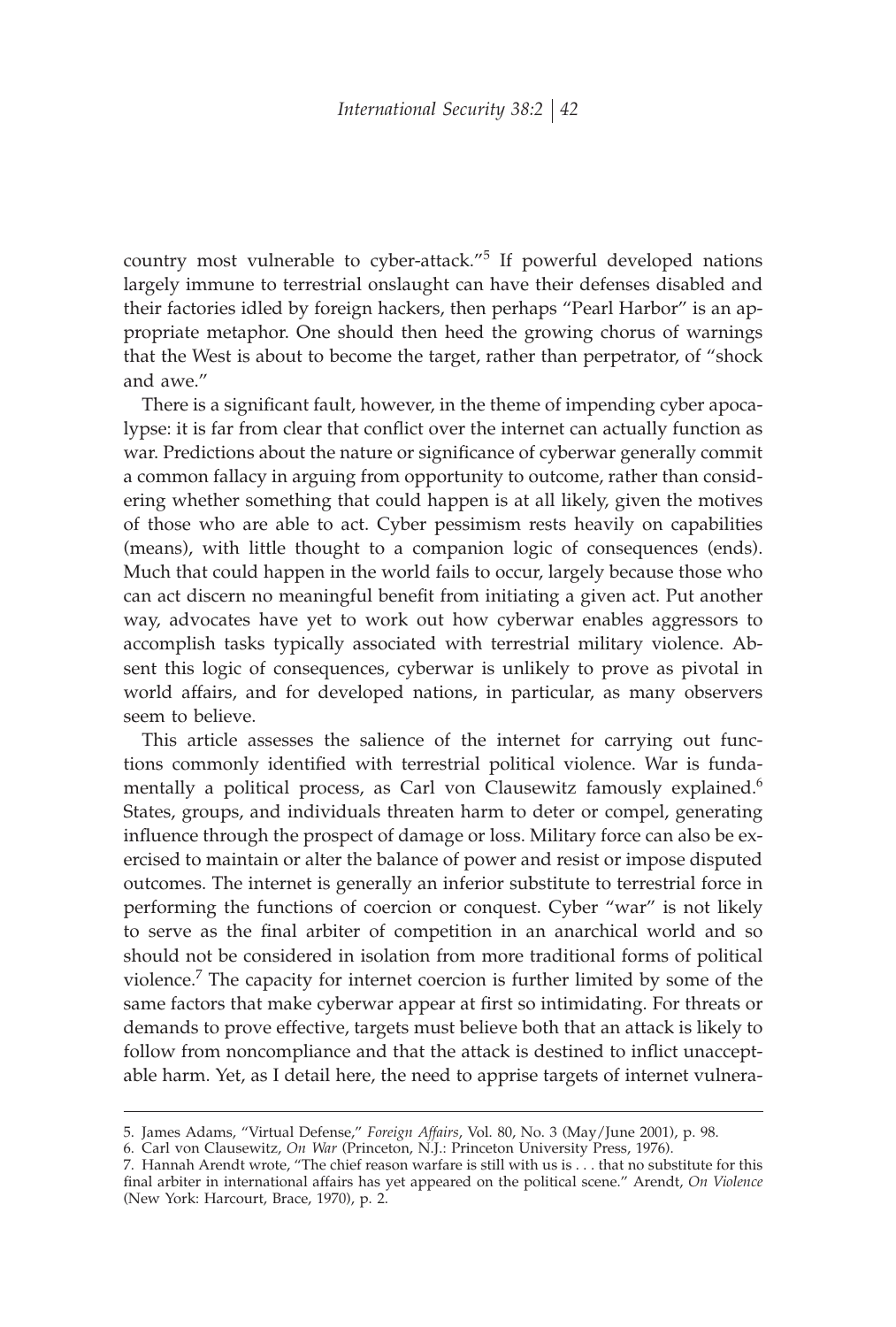country most vulnerable to cyber-attack."[5] If powerful developed nations largely immune to terrestrial onslaught can have their defenses disabled and their factories idled by foreign hackers, then perhaps "Pearl Harbor" is an appropriate metaphor. One should then heed the growing chorus of warnings that the West is about to become the target, rather than perpetrator, of "shock and awe."

There is a significant fault, however, in the theme of impending cyber apocalypse: it is far from clear that conflict over the internet can actually function as war. Predictions about the nature or significance of cyberwar generally commit a common fallacy in arguing from opportunity to outcome, rather than considering whether something that could happen is at all likely, given the motives of those who are able to act. Cyber pessimism rests heavily on capabilities (means), with little thought to a companion logic of consequences (ends). Much that could happen in the world fails to occur, largely because those who can act discern no meaningful benefit from initiating a given act. Put another way, advocates have yet to work out how cyberwar enables aggressors to accomplish tasks typically associated with terrestrial military violence. Absent this logic of consequences, cyberwar is unlikely to prove as pivotal in world affairs, and for developed nations, in particular, as many observers seem to believe.

This article assesses the salience of the internet for carrying out functions commonly identified with terrestrial political violence. War is fundamentally a political process, as Carl von Clausewitz famously explained.[6] States, groups, and individuals threaten harm to deter or compel, generating influence through the prospect of damage or loss. Military force can also be exercised to maintain or alter the balance of power and resist or impose disputed outcomes. The internet is generally an inferior substitute to terrestrial force in performing the functions of coercion or conquest. Cyber "war" is not likely to serve as the final arbiter of competition in an anarchical world and so should not be considered in isolation from more traditional forms of political violence.[7] The capacity for internet coercion is further limited by some of the same factors that make cyberwar appear at first so intimidating. For threats or demands to prove effective, targets must believe both that an attack is likely to follow from noncompliance and that the attack is destined to inflict unacceptable harm. Yet, as I detail here, the need to apprise targets of internet vulnera-

---

5. James Adams, "Virtual Defense," *Foreign Affairs*, Vol. 80, No. 3 (May/June 2001), p. 98.

6. Carl von Clausewitz, *On War* (Princeton, N.J.: Princeton University Press, 1976).

7. Hannah Arendt wrote, "The chief reason warfare is still with us is . . . that no substitute for this final arbiter in international affairs has yet appeared on the political scene." Arendt, *On Violence* (New York: Harcourt, Brace, 1970), p. 2.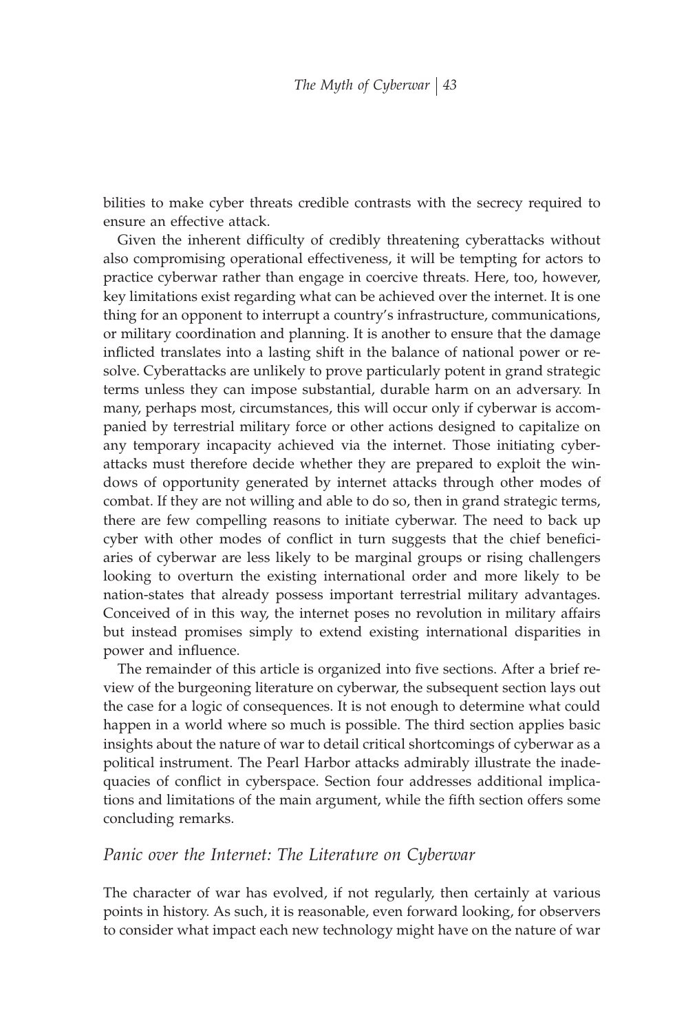bilities to make cyber threats credible contrasts with the secrecy required to ensure an effective attack.

Given the inherent difficulty of credibly threatening cyberattacks without also compromising operational effectiveness, it will be tempting for actors to practice cyberwar rather than engage in coercive threats. Here, too, however, key limitations exist regarding what can be achieved over the internet. It is one thing for an opponent to interrupt a country's infrastructure, communications, or military coordination and planning. It is another to ensure that the damage inflicted translates into a lasting shift in the balance of national power or resolve. Cyberattacks are unlikely to prove particularly potent in grand strategic terms unless they can impose substantial, durable harm on an adversary. In many, perhaps most, circumstances, this will occur only if cyberwar is accompanied by terrestrial military force or other actions designed to capitalize on any temporary incapacity achieved via the internet. Those initiating cyberattacks must therefore decide whether they are prepared to exploit the windows of opportunity generated by internet attacks through other modes of combat. If they are not willing and able to do so, then in grand strategic terms, there are few compelling reasons to initiate cyberwar. The need to back up cyber with other modes of conflict in turn suggests that the chief beneficiaries of cyberwar are less likely to be marginal groups or rising challengers looking to overturn the existing international order and more likely to be nation-states that already possess important terrestrial military advantages. Conceived of in this way, the internet poses no revolution in military affairs but instead promises simply to extend existing international disparities in power and influence.

The remainder of this article is organized into five sections. After a brief review of the burgeoning literature on cyberwar, the subsequent section lays out the case for a logic of consequences. It is not enough to determine what could happen in a world where so much is possible. The third section applies basic insights about the nature of war to detail critical shortcomings of cyberwar as a political instrument. The Pearl Harbor attacks admirably illustrate the inadequacies of conflict in cyberspace. Section four addresses additional implications and limitations of the main argument, while the fifth section offers some concluding remarks.

## *Panic over the Internet: The Literature on Cyberwar*

The character of war has evolved, if not regularly, then certainly at various points in history. As such, it is reasonable, even forward looking, for observers to consider what impact each new technology might have on the nature of war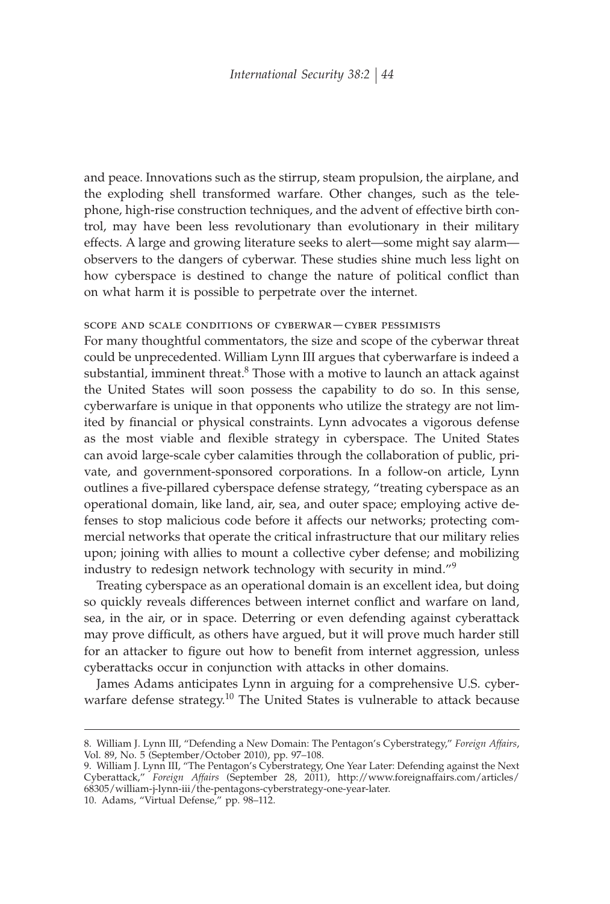and peace. Innovations such as the stirrup, steam propulsion, the airplane, and the exploding shell transformed warfare. Other changes, such as the telephone, high-rise construction techniques, and the advent of effective birth control, may have been less revolutionary than evolutionary in their military effects. A large and growing literature seeks to alert—some might say alarm—observers to the dangers of cyberwar. These studies shine much less light on how cyberspace is destined to change the nature of political conflict than on what harm it is possible to perpetrate over the internet.

### SCOPE AND SCALE CONDITIONS OF CYBERWAR—CYBER PESSIMISTS

For many thoughtful commentators, the size and scope of the cyberwar threat could be unprecedented. William Lynn III argues that cyberwarfare is indeed a substantial, imminent threat.[8] Those with a motive to launch an attack against the United States will soon possess the capability to do so. In this sense, cyberwarfare is unique in that opponents who utilize the strategy are not limited by financial or physical constraints. Lynn advocates a vigorous defense as the most viable and flexible strategy in cyberspace. The United States can avoid large-scale cyber calamities through the collaboration of public, private, and government-sponsored corporations. In a follow-on article, Lynn outlines a five-pillared cyberspace defense strategy, "treating cyberspace as an operational domain, like land, air, sea, and outer space; employing active defenses to stop malicious code before it affects our networks; protecting commercial networks that operate the critical infrastructure that our military relies upon; joining with allies to mount a collective cyber defense; and mobilizing industry to redesign network technology with security in mind."[9]

Treating cyberspace as an operational domain is an excellent idea, but doing so quickly reveals differences between internet conflict and warfare on land, sea, in the air, or in space. Deterring or even defending against cyberattack may prove difficult, as others have argued, but it will prove much harder still for an attacker to figure out how to benefit from internet aggression, unless cyberattacks occur in conjunction with attacks in other domains.

James Adams anticipates Lynn in arguing for a comprehensive U.S. cyberwarfare defense strategy.[10] The United States is vulnerable to attack because

---

8. William J. Lynn III, "Defending a New Domain: The Pentagon's Cyberstrategy," *Foreign Affairs*, Vol. 89, No. 5 (September/October 2010), pp. 97–108.

9. William J. Lynn III, "The Pentagon's Cyberstrategy, One Year Later: Defending against the Next Cyberattack," *Foreign Affairs* (September 28, 2011), http://www.foreignaffairs.com/articles/68305/william-j-lynn-iii/the-pentagons-cyberstrategy-one-year-later.

10. Adams, "Virtual Defense," pp. 98–112.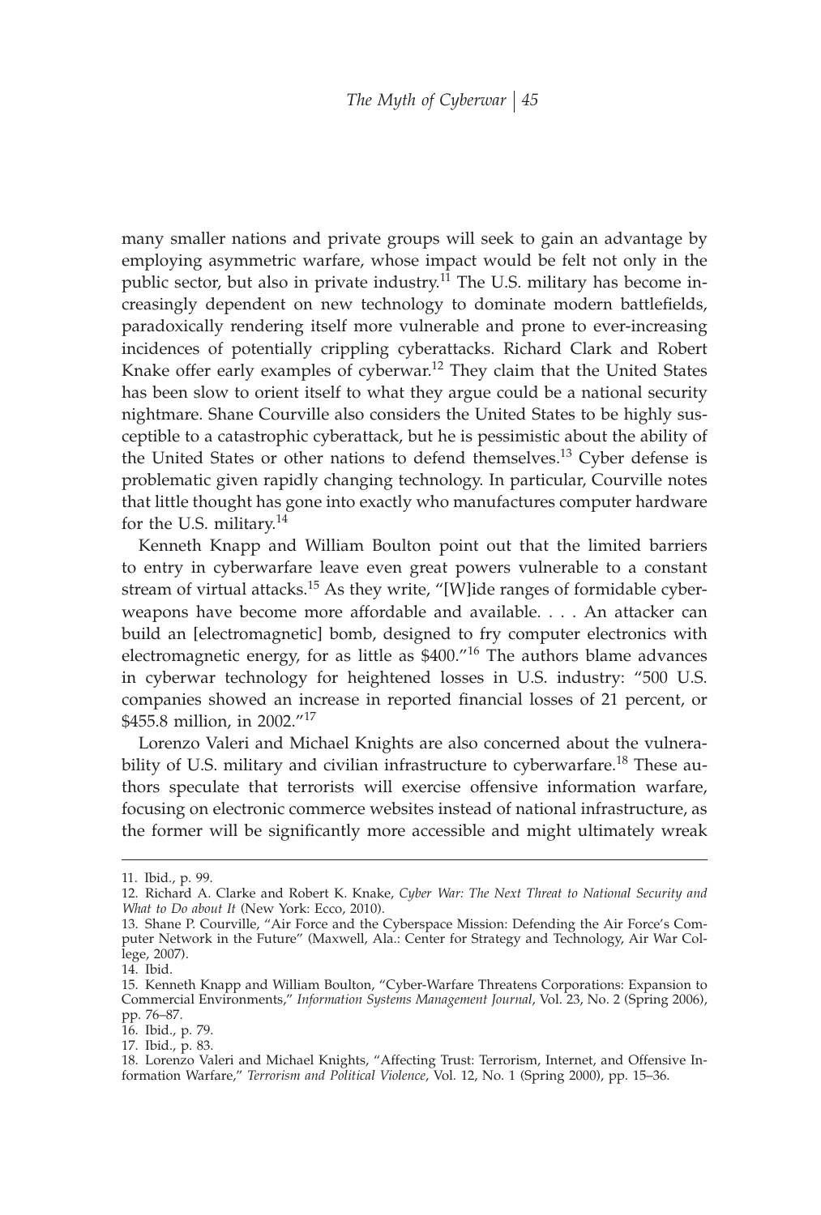many smaller nations and private groups will seek to gain an advantage by employing asymmetric warfare, whose impact would be felt not only in the public sector, but also in private industry.[11] The U.S. military has become increasingly dependent on new technology to dominate modern battlefields, paradoxically rendering itself more vulnerable and prone to ever-increasing incidences of potentially crippling cyberattacks. Richard Clark and Robert Knake offer early examples of cyberwar.[12] They claim that the United States has been slow to orient itself to what they argue could be a national security nightmare. Shane Courville also considers the United States to be highly susceptible to a catastrophic cyberattack, but he is pessimistic about the ability of the United States or other nations to defend themselves.[13] Cyber defense is problematic given rapidly changing technology. In particular, Courville notes that little thought has gone into exactly who manufactures computer hardware for the U.S. military.[14]

Kenneth Knapp and William Boulton point out that the limited barriers to entry in cyberwarfare leave even great powers vulnerable to a constant stream of virtual attacks.[15] As they write, "[W]ide ranges of formidable cyberweapons have become more affordable and available. . . . An attacker can build an [electromagnetic] bomb, designed to fry computer electronics with electromagnetic energy, for as little as $400."[16] The authors blame advances in cyberwar technology for heightened losses in U.S. industry: "500 U.S. companies showed an increase in reported financial losses of 21 percent, or $455.8 million, in 2002."[17]

Lorenzo Valeri and Michael Knights are also concerned about the vulnerability of U.S. military and civilian infrastructure to cyberwarfare.[18] These authors speculate that terrorists will exercise offensive information warfare, focusing on electronic commerce websites instead of national infrastructure, as the former will be significantly more accessible and might ultimately wreak

---

11. Ibid., p. 99.

12. Richard A. Clarke and Robert K. Knake, *Cyber War: The Next Threat to National Security and What to Do about It* (New York: Ecco, 2010).

13. Shane P. Courville, "Air Force and the Cyberspace Mission: Defending the Air Force's Computer Network in the Future" (Maxwell, Ala.: Center for Strategy and Technology, Air War College, 2007).

14. Ibid.

15. Kenneth Knapp and William Boulton, "Cyber-Warfare Threatens Corporations: Expansion to Commercial Environments," *Information Systems Management Journal*, Vol. 23, No. 2 (Spring 2006), pp. 76–87.

16. Ibid., p. 79.

17. Ibid., p. 83.

18. Lorenzo Valeri and Michael Knights, "Affecting Trust: Terrorism, Internet, and Offensive Information Warfare," *Terrorism and Political Violence*, Vol. 12, No. 1 (Spring 2000), pp. 15–36.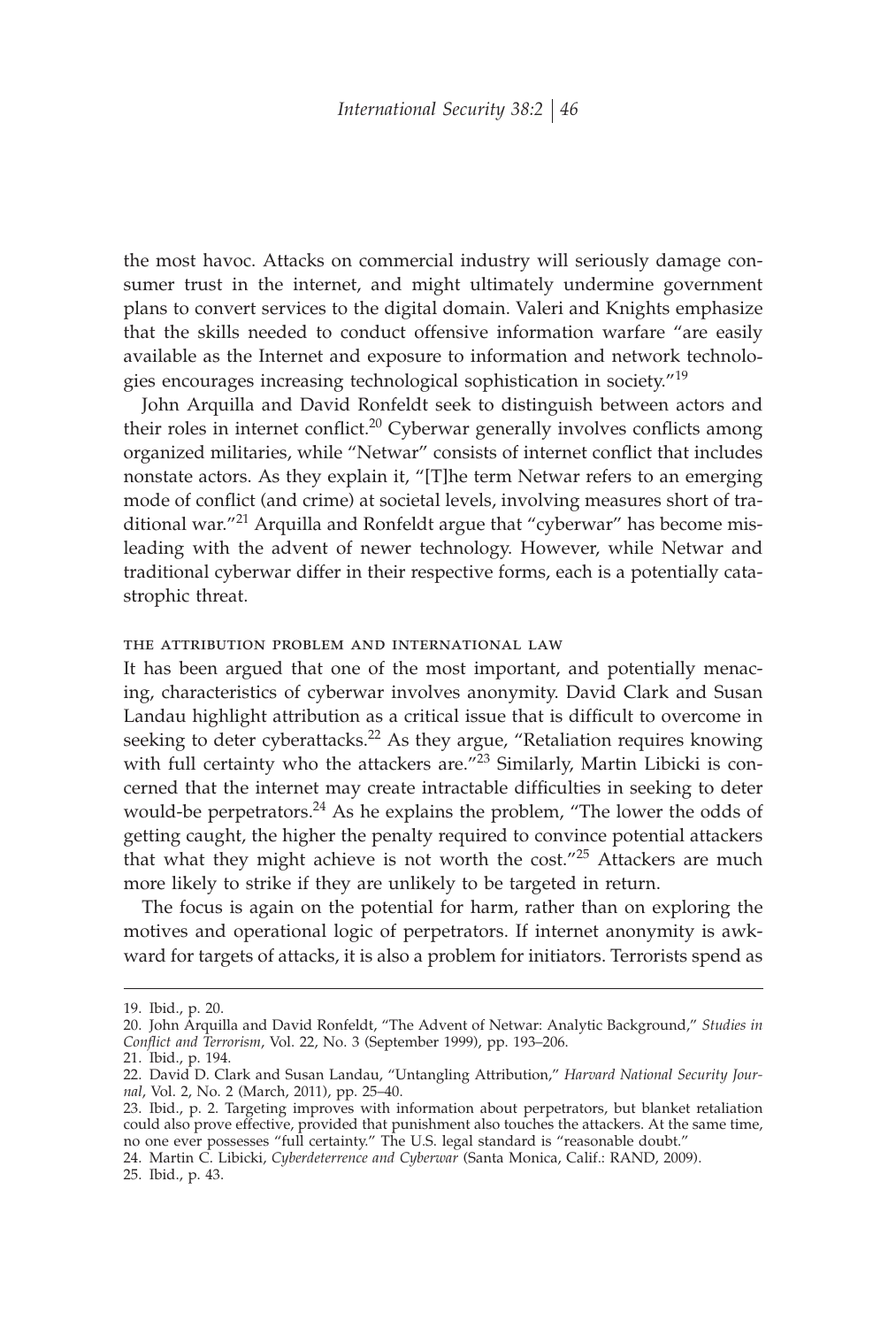the most havoc. Attacks on commercial industry will seriously damage consumer trust in the internet, and might ultimately undermine government plans to convert services to the digital domain. Valeri and Knights emphasize that the skills needed to conduct offensive information warfare "are easily available as the Internet and exposure to information and network technologies encourages increasing technological sophistication in society."[19]

John Arquilla and David Ronfeldt seek to distinguish between actors and their roles in internet conflict.[20] Cyberwar generally involves conflicts among organized militaries, while "Netwar" consists of internet conflict that includes nonstate actors. As they explain it, "[T]he term Netwar refers to an emerging mode of conflict (and crime) at societal levels, involving measures short of traditional war."[21] Arquilla and Ronfeldt argue that "cyberwar" has become misleading with the advent of newer technology. However, while Netwar and traditional cyberwar differ in their respective forms, each is a potentially catastrophic threat.

### the attribution problem and international law

It has been argued that one of the most important, and potentially menacing, characteristics of cyberwar involves anonymity. David Clark and Susan Landau highlight attribution as a critical issue that is difficult to overcome in seeking to deter cyberattacks.[22] As they argue, "Retaliation requires knowing with full certainty who the attackers are."[23] Similarly, Martin Libicki is concerned that the internet may create intractable difficulties in seeking to deter would-be perpetrators.[24] As he explains the problem, "The lower the odds of getting caught, the higher the penalty required to convince potential attackers that what they might achieve is not worth the cost."[25] Attackers are much more likely to strike if they are unlikely to be targeted in return.

The focus is again on the potential for harm, rather than on exploring the motives and operational logic of perpetrators. If internet anonymity is awkward for targets of attacks, it is also a problem for initiators. Terrorists spend as

---

19. Ibid., p. 20.

20. John Arquilla and David Ronfeldt, "The Advent of Netwar: Analytic Background," *Studies in Conflict and Terrorism*, Vol. 22, No. 3 (September 1999), pp. 193–206.

21. Ibid., p. 194.

22. David D. Clark and Susan Landau, "Untangling Attribution," *Harvard National Security Journal*, Vol. 2, No. 2 (March, 2011), pp. 25–40.

23. Ibid., p. 2. Targeting improves with information about perpetrators, but blanket retaliation could also prove effective, provided that punishment also touches the attackers. At the same time, no one ever possesses "full certainty." The U.S. legal standard is "reasonable doubt."

24. Martin C. Libicki, *Cyberdeterrence and Cyberwar* (Santa Monica, Calif.: RAND, 2009).

25. Ibid., p. 43.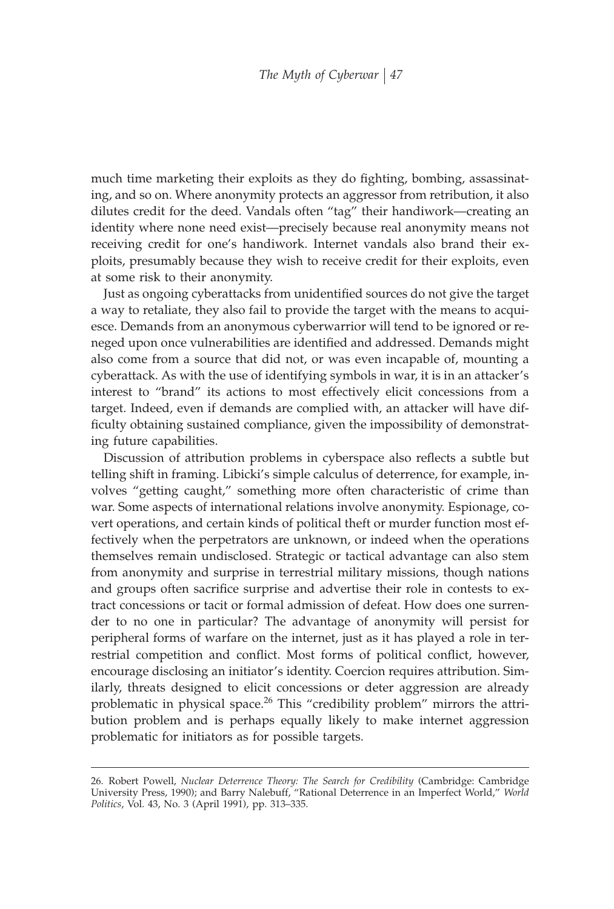much time marketing their exploits as they do fighting, bombing, assassinating, and so on. Where anonymity protects an aggressor from retribution, it also dilutes credit for the deed. Vandals often "tag" their handiwork—creating an identity where none need exist—precisely because real anonymity means not receiving credit for one's handiwork. Internet vandals also brand their exploits, presumably because they wish to receive credit for their exploits, even at some risk to their anonymity.

Just as ongoing cyberattacks from unidentified sources do not give the target a way to retaliate, they also fail to provide the target with the means to acquiesce. Demands from an anonymous cyberwarrior will tend to be ignored or reneged upon once vulnerabilities are identified and addressed. Demands might also come from a source that did not, or was even incapable of, mounting a cyberattack. As with the use of identifying symbols in war, it is in an attacker's interest to "brand" its actions to most effectively elicit concessions from a target. Indeed, even if demands are complied with, an attacker will have difficulty obtaining sustained compliance, given the impossibility of demonstrating future capabilities.

Discussion of attribution problems in cyberspace also reflects a subtle but telling shift in framing. Libicki's simple calculus of deterrence, for example, involves "getting caught," something more often characteristic of crime than war. Some aspects of international relations involve anonymity. Espionage, covert operations, and certain kinds of political theft or murder function most effectively when the perpetrators are unknown, or indeed when the operations themselves remain undisclosed. Strategic or tactical advantage can also stem from anonymity and surprise in terrestrial military missions, though nations and groups often sacrifice surprise and advertise their role in contests to extract concessions or tacit or formal admission of defeat. How does one surrender to no one in particular? The advantage of anonymity will persist for peripheral forms of warfare on the internet, just as it has played a role in terrestrial competition and conflict. Most forms of political conflict, however, encourage disclosing an initiator's identity. Coercion requires attribution. Similarly, threats designed to elicit concessions or deter aggression are already problematic in physical space.[26] This "credibility problem" mirrors the attribution problem and is perhaps equally likely to make internet aggression problematic for initiators as for possible targets.

---

26. Robert Powell, *Nuclear Deterrence Theory: The Search for Credibility* (Cambridge: Cambridge University Press, 1990); and Barry Nalebuff, "Rational Deterrence in an Imperfect World," *World Politics*, Vol. 43, No. 3 (April 1991), pp. 313–335.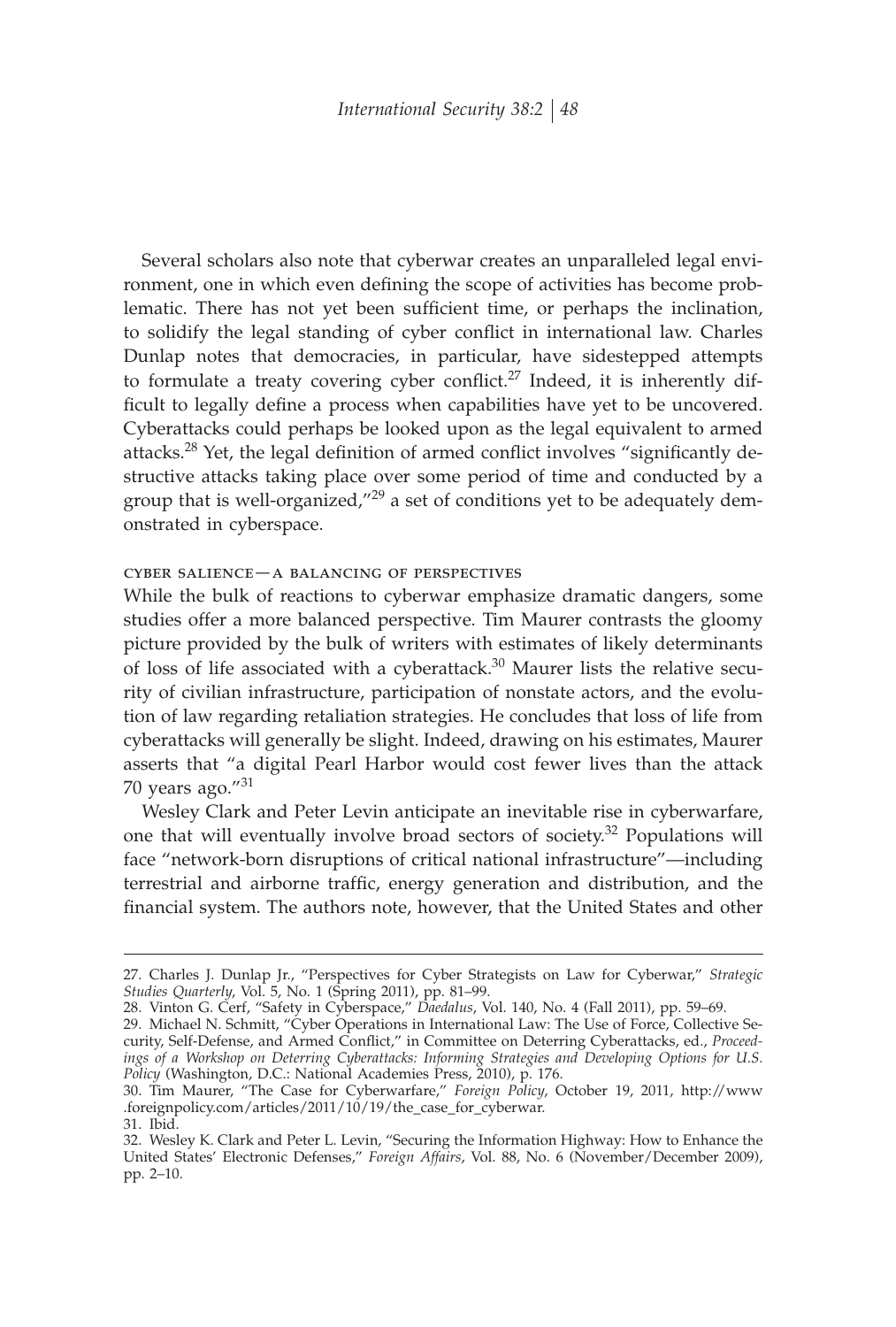Several scholars also note that cyberwar creates an unparalleled legal environment, one in which even defining the scope of activities has become problematic. There has not yet been sufficient time, or perhaps the inclination, to solidify the legal standing of cyber conflict in international law. Charles Dunlap notes that democracies, in particular, have sidestepped attempts to formulate a treaty covering cyber conflict.[27] Indeed, it is inherently difficult to legally define a process when capabilities have yet to be uncovered. Cyberattacks could perhaps be looked upon as the legal equivalent to armed attacks.[28] Yet, the legal definition of armed conflict involves "significantly destructive attacks taking place over some period of time and conducted by a group that is well-organized,"[29] a set of conditions yet to be adequately demonstrated in cyberspace.

### CYBER SALIENCE—A BALANCING OF PERSPECTIVES

While the bulk of reactions to cyberwar emphasize dramatic dangers, some studies offer a more balanced perspective. Tim Maurer contrasts the gloomy picture provided by the bulk of writers with estimates of likely determinants of loss of life associated with a cyberattack.[30] Maurer lists the relative security of civilian infrastructure, participation of nonstate actors, and the evolution of law regarding retaliation strategies. He concludes that loss of life from cyberattacks will generally be slight. Indeed, drawing on his estimates, Maurer asserts that "a digital Pearl Harbor would cost fewer lives than the attack 70 years ago."[31]

Wesley Clark and Peter Levin anticipate an inevitable rise in cyberwarfare, one that will eventually involve broad sectors of society.[32] Populations will face "network-born disruptions of critical national infrastructure"—including terrestrial and airborne traffic, energy generation and distribution, and the financial system. The authors note, however, that the United States and other

---

27. Charles J. Dunlap Jr., "Perspectives for Cyber Strategists on Law for Cyberwar," *Strategic Studies Quarterly*, Vol. 5, No. 1 (Spring 2011), pp. 81–99.

28. Vinton G. Cerf, "Safety in Cyberspace," *Dædalus*, Vol. 140, No. 4 (Fall 2011), pp. 59–69.

29. Michael N. Schmitt, "Cyber Operations in International Law: The Use of Force, Collective Security, Self-Defense, and Armed Conflict," in Committee on Deterring Cyberattacks, ed., *Proceedings of a Workshop on Deterring Cyberattacks: Informing Strategies and Developing Options for U.S. Policy* (Washington, D.C.: National Academies Press, 2010), p. 176.

30. Tim Maurer, "The Case for Cyberwarfare," *Foreign Policy*, October 19, 2011, http://www.foreignpolicy.com/articles/2011/10/19/the_case_for_cyberwar.

31. Ibid.

32. Wesley K. Clark and Peter L. Levin, "Securing the Information Highway: How to Enhance the United States' Electronic Defenses," *Foreign Affairs*, Vol. 88, No. 6 (November/December 2009), pp. 2–10.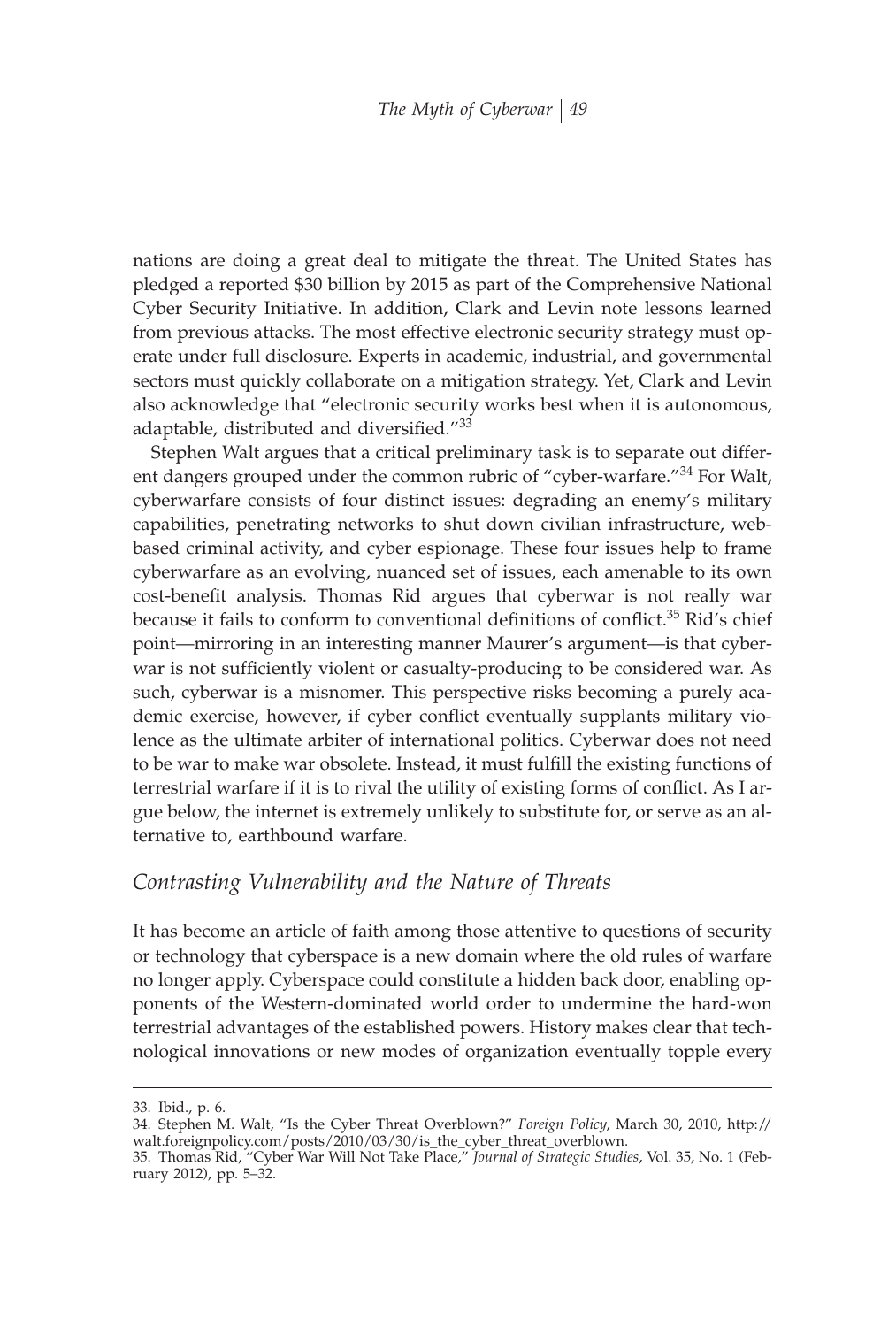nations are doing a great deal to mitigate the threat. The United States has pledged a reported $30 billion by 2015 as part of the Comprehensive National Cyber Security Initiative. In addition, Clark and Levin note lessons learned from previous attacks. The most effective electronic security strategy must operate under full disclosure. Experts in academic, industrial, and governmental sectors must quickly collaborate on a mitigation strategy. Yet, Clark and Levin also acknowledge that "electronic security works best when it is autonomous, adaptable, distributed and diversified."[33]

Stephen Walt argues that a critical preliminary task is to separate out different dangers grouped under the common rubric of "cyber-warfare."[34] For Walt, cyberwarfare consists of four distinct issues: degrading an enemy's military capabilities, penetrating networks to shut down civilian infrastructure, web-based criminal activity, and cyber espionage. These four issues help to frame cyberwarfare as an evolving, nuanced set of issues, each amenable to its own cost-benefit analysis. Thomas Rid argues that cyberwar is not really war because it fails to conform to conventional definitions of conflict.[35] Rid's chief point—mirroring in an interesting manner Maurer's argument—is that cyberwar is not sufficiently violent or casualty-producing to be considered war. As such, cyberwar is a misnomer. This perspective risks becoming a purely academic exercise, however, if cyber conflict eventually supplants military violence as the ultimate arbiter of international politics. Cyberwar does not need to be war to make war obsolete. Instead, it must fulfill the existing functions of terrestrial warfare if it is to rival the utility of existing forms of conflict. As I argue below, the internet is extremely unlikely to substitute for, or serve as an alternative to, earthbound warfare.

## *Contrasting Vulnerability and the Nature of Threats*

It has become an article of faith among those attentive to questions of security or technology that cyberspace is a new domain where the old rules of warfare no longer apply. Cyberspace could constitute a hidden back door, enabling opponents of the Western-dominated world order to undermine the hard-won terrestrial advantages of the established powers. History makes clear that technological innovations or new modes of organization eventually topple every

---

33. Ibid., p. 6.

34. Stephen M. Walt, "Is the Cyber Threat Overblown?" *Foreign Policy*, March 30, 2010, http://walt.foreignpolicy.com/posts/2010/03/30/is_the_cyber_threat_overblown.

35. Thomas Rid, "Cyber War Will Not Take Place," *Journal of Strategic Studies*, Vol. 35, No. 1 (February 2012), pp. 5–32.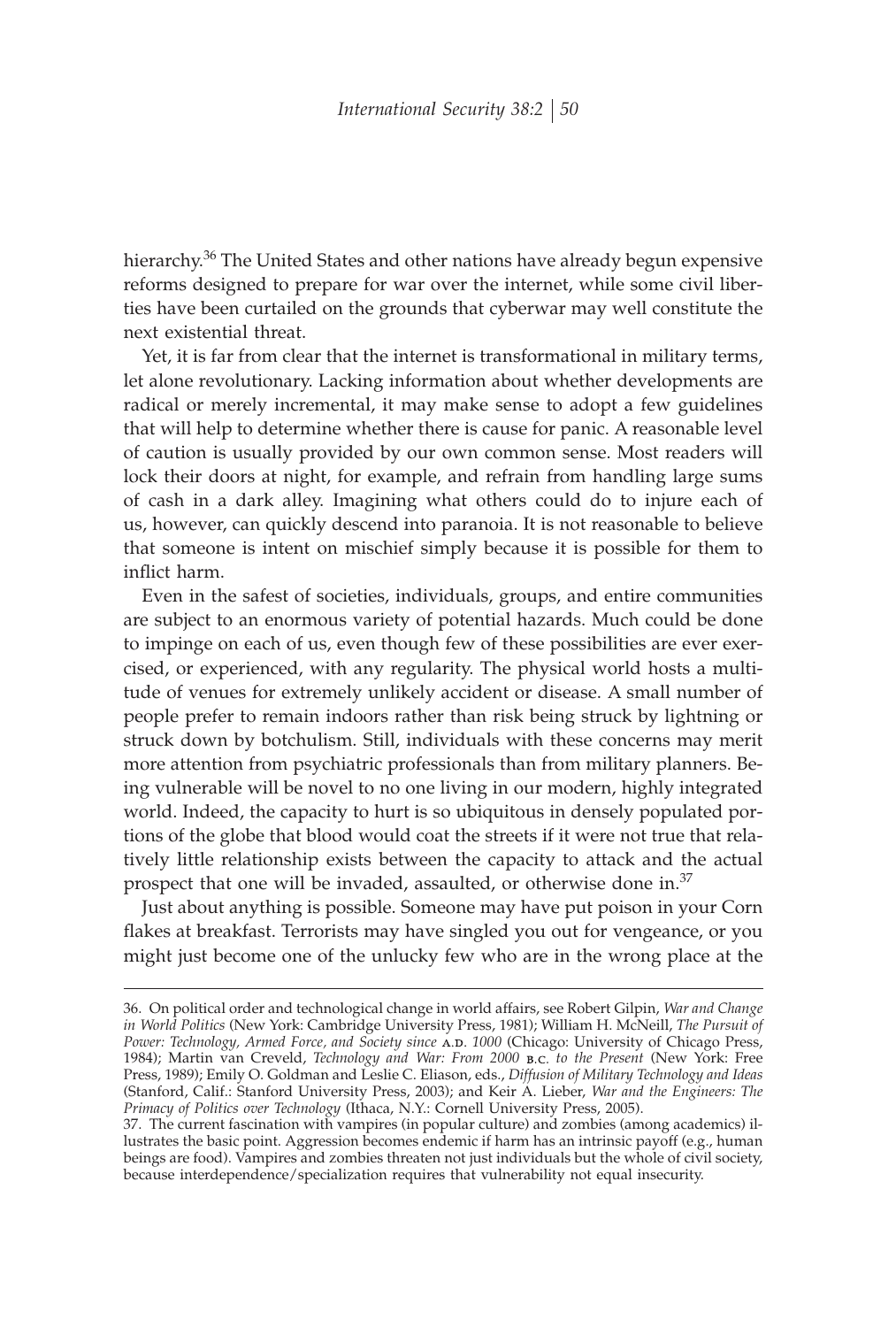hierarchy.[36] The United States and other nations have already begun expensive reforms designed to prepare for war over the internet, while some civil liberties have been curtailed on the grounds that cyberwar may well constitute the next existential threat.

Yet, it is far from clear that the internet is transformational in military terms, let alone revolutionary. Lacking information about whether developments are radical or merely incremental, it may make sense to adopt a few guidelines that will help to determine whether there is cause for panic. A reasonable level of caution is usually provided by our own common sense. Most readers will lock their doors at night, for example, and refrain from handling large sums of cash in a dark alley. Imagining what others could do to injure each of us, however, can quickly descend into paranoia. It is not reasonable to believe that someone is intent on mischief simply because it is possible for them to inflict harm.

Even in the safest of societies, individuals, groups, and entire communities are subject to an enormous variety of potential hazards. Much could be done to impinge on each of us, even though few of these possibilities are ever exercised, or experienced, with any regularity. The physical world hosts a multitude of venues for extremely unlikely accident or disease. A small number of people prefer to remain indoors rather than risk being struck by lightning or struck down by botchulism. Still, individuals with these concerns may merit more attention from psychiatric professionals than from military planners. Being vulnerable will be novel to no one living in our modern, highly integrated world. Indeed, the capacity to hurt is so ubiquitous in densely populated portions of the globe that blood would coat the streets if it were not true that relatively little relationship exists between the capacity to attack and the actual prospect that one will be invaded, assaulted, or otherwise done in.[37]

Just about anything is possible. Someone may have put poison in your Corn flakes at breakfast. Terrorists may have singled you out for vengeance, or you might just become one of the unlucky few who are in the wrong place at the

---

36. On political order and technological change in world affairs, see Robert Gilpin, *War and Change in World Politics* (New York: Cambridge University Press, 1981); William H. McNeill, *The Pursuit of Power: Technology, Armed Force, and Society since A.D. 1000* (Chicago: University of Chicago Press, 1984); Martin van Creveld, *Technology and War: From 2000 B.C. to the Present* (New York: Free Press, 1989); Emily O. Goldman and Leslie C. Eliason, eds., *Diffusion of Military Technology and Ideas* (Stanford, Calif.: Stanford University Press, 2003); and Keir A. Lieber, *War and the Engineers: The Primacy of Politics over Technology* (Ithaca, N.Y.: Cornell University Press, 2005).

37. The current fascination with vampires (in popular culture) and zombies (among academics) illustrates the basic point. Aggression becomes endemic if harm has an intrinsic payoff (e.g., human beings are food). Vampires and zombies threaten not just individuals but the whole of civil society, because interdependence/specialization requires that vulnerability not equal insecurity.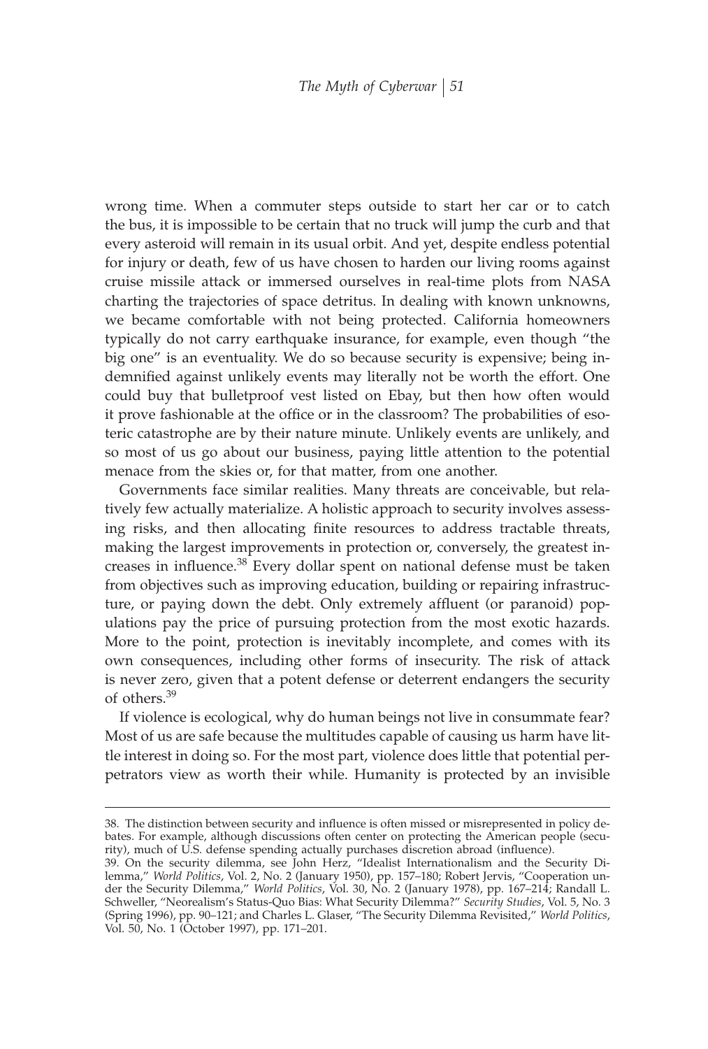wrong time. When a commuter steps outside to start her car or to catch the bus, it is impossible to be certain that no truck will jump the curb and that every asteroid will remain in its usual orbit. And yet, despite endless potential for injury or death, few of us have chosen to harden our living rooms against cruise missile attack or immersed ourselves in real-time plots from NASA charting the trajectories of space detritus. In dealing with known unknowns, we became comfortable with not being protected. California homeowners typically do not carry earthquake insurance, for example, even though "the big one" is an eventuality. We do so because security is expensive; being indemnified against unlikely events may literally not be worth the effort. One could buy that bulletproof vest listed on Ebay, but then how often would it prove fashionable at the office or in the classroom? The probabilities of esoteric catastrophe are by their nature minute. Unlikely events are unlikely, and so most of us go about our business, paying little attention to the potential menace from the skies or, for that matter, from one another.

Governments face similar realities. Many threats are conceivable, but relatively few actually materialize. A holistic approach to security involves assessing risks, and then allocating finite resources to address tractable threats, making the largest improvements in protection or, conversely, the greatest increases in influence.[38] Every dollar spent on national defense must be taken from objectives such as improving education, building or repairing infrastructure, or paying down the debt. Only extremely affluent (or paranoid) populations pay the price of pursuing protection from the most exotic hazards. More to the point, protection is inevitably incomplete, and comes with its own consequences, including other forms of insecurity. The risk of attack is never zero, given that a potent defense or deterrent endangers the security of others.[39]

If violence is ecological, why do human beings not live in consummate fear? Most of us are safe because the multitudes capable of causing us harm have little interest in doing so. For the most part, violence does little that potential perpetrators view as worth their while. Humanity is protected by an invisible

---

38. The distinction between security and influence is often missed or misrepresented in policy debates. For example, although discussions often center on protecting the American people (security), much of U.S. defense spending actually purchases discretion abroad (influence).

39. On the security dilemma, see John Herz, "Idealist Internationalism and the Security Dilemma," *World Politics*, Vol. 2, No. 2 (January 1950), pp. 157–180; Robert Jervis, "Cooperation under the Security Dilemma," *World Politics*, Vol. 30, No. 2 (January 1978), pp. 167–214; Randall L. Schweller, "Neorealism's Status-Quo Bias: What Security Dilemma?" *Security Studies*, Vol. 5, No. 3 (Spring 1996), pp. 90–121; and Charles L. Glaser, "The Security Dilemma Revisited," *World Politics*, Vol. 50, No. 1 (October 1997), pp. 171–201.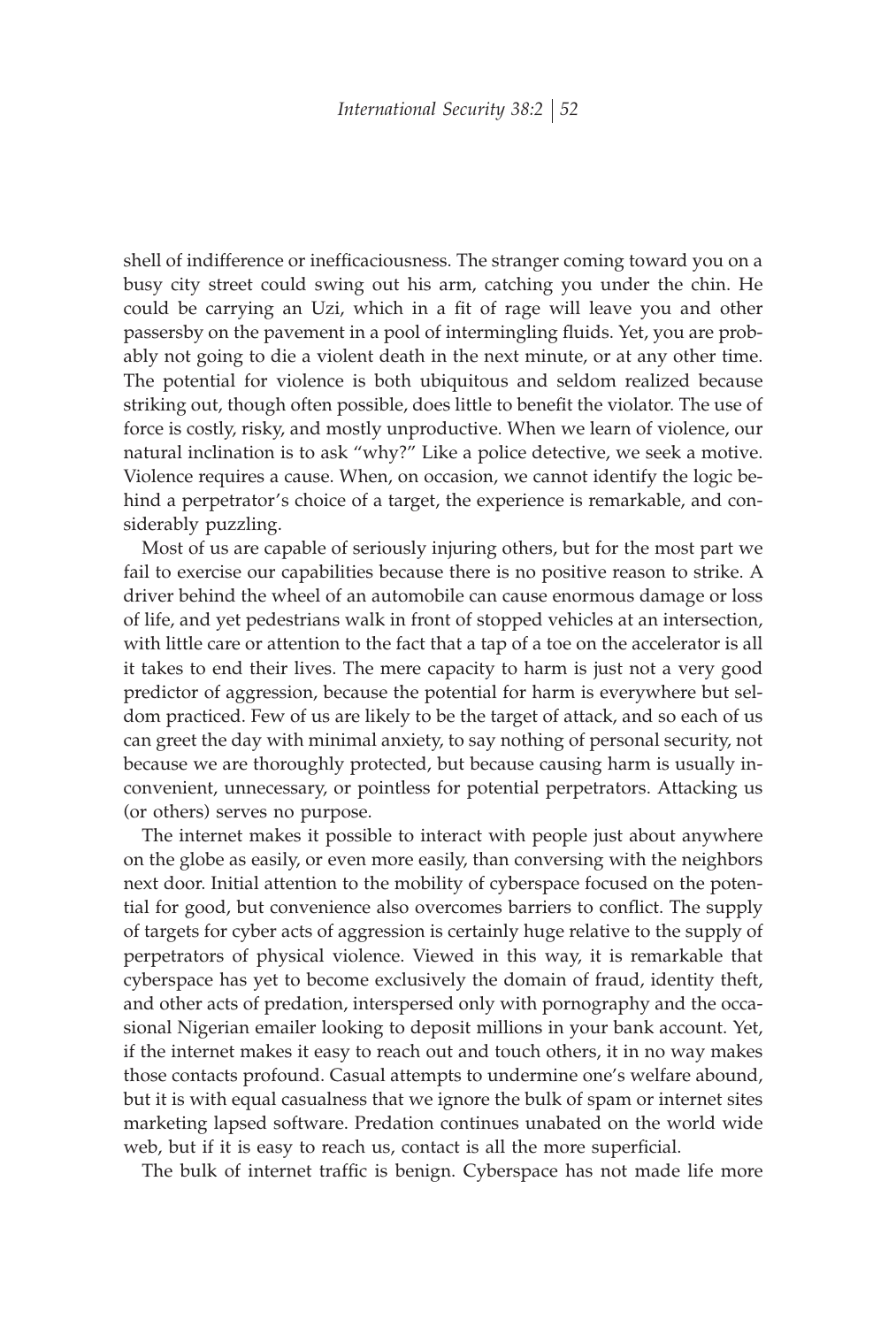shell of indifference or inefficaciousness. The stranger coming toward you on a busy city street could swing out his arm, catching you under the chin. He could be carrying an Uzi, which in a fit of rage will leave you and other passersby on the pavement in a pool of intermingling fluids. Yet, you are probably not going to die a violent death in the next minute, or at any other time. The potential for violence is both ubiquitous and seldom realized because striking out, though often possible, does little to benefit the violator. The use of force is costly, risky, and mostly unproductive. When we learn of violence, our natural inclination is to ask "why?" Like a police detective, we seek a motive. Violence requires a cause. When, on occasion, we cannot identify the logic behind a perpetrator's choice of a target, the experience is remarkable, and considerably puzzling.

Most of us are capable of seriously injuring others, but for the most part we fail to exercise our capabilities because there is no positive reason to strike. A driver behind the wheel of an automobile can cause enormous damage or loss of life, and yet pedestrians walk in front of stopped vehicles at an intersection, with little care or attention to the fact that a tap of a toe on the accelerator is all it takes to end their lives. The mere capacity to harm is just not a very good predictor of aggression, because the potential for harm is everywhere but seldom practiced. Few of us are likely to be the target of attack, and so each of us can greet the day with minimal anxiety, to say nothing of personal security, not because we are thoroughly protected, but because causing harm is usually inconvenient, unnecessary, or pointless for potential perpetrators. Attacking us (or others) serves no purpose.

The internet makes it possible to interact with people just about anywhere on the globe as easily, or even more easily, than conversing with the neighbors next door. Initial attention to the mobility of cyberspace focused on the potential for good, but convenience also overcomes barriers to conflict. The supply of targets for cyber acts of aggression is certainly huge relative to the supply of perpetrators of physical violence. Viewed in this way, it is remarkable that cyberspace has yet to become exclusively the domain of fraud, identity theft, and other acts of predation, interspersed only with pornography and the occasional Nigerian emailer looking to deposit millions in your bank account. Yet, if the internet makes it easy to reach out and touch others, it in no way makes those contacts profound. Casual attempts to undermine one's welfare abound, but it is with equal casualness that we ignore the bulk of spam or internet sites marketing lapsed software. Predation continues unabated on the world wide web, but if it is easy to reach us, contact is all the more superficial.

The bulk of internet traffic is benign. Cyberspace has not made life more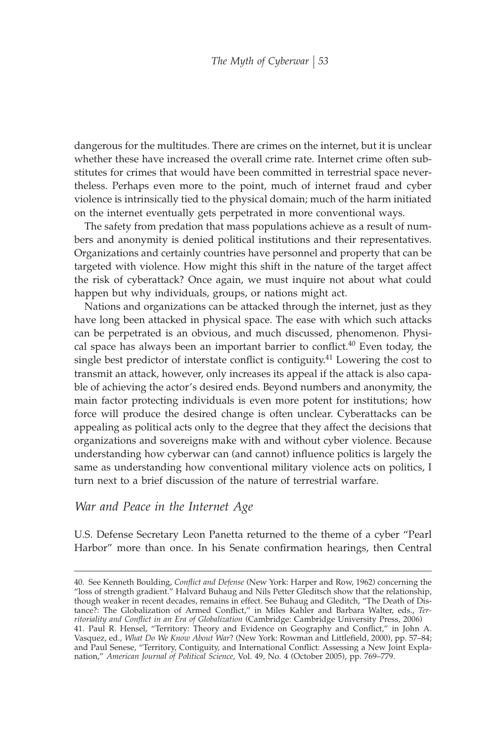dangerous for the multitudes. There are crimes on the internet, but it is unclear whether these have increased the overall crime rate. Internet crime often substitutes for crimes that would have been committed in terrestrial space nevertheless. Perhaps even more to the point, much of internet fraud and cyber violence is intrinsically tied to the physical domain; much of the harm initiated on the internet eventually gets perpetrated in more conventional ways.

The safety from predation that mass populations achieve as a result of numbers and anonymity is denied political institutions and their representatives. Organizations and certainly countries have personnel and property that can be targeted with violence. How might this shift in the nature of the target affect the risk of cyberattack? Once again, we must inquire not about what could happen but why individuals, groups, or nations might act.

Nations and organizations can be attacked through the internet, just as they have long been attacked in physical space. The ease with which such attacks can be perpetrated is an obvious, and much discussed, phenomenon. Physical space has always been an important barrier to conflict.[40] Even today, the single best predictor of interstate conflict is contiguity.[41] Lowering the cost to transmit an attack, however, only increases its appeal if the attack is also capable of achieving the actor's desired ends. Beyond numbers and anonymity, the main factor protecting individuals is even more potent for institutions; how force will produce the desired change is often unclear. Cyberattacks can be appealing as political acts only to the degree that they affect the decisions that organizations and sovereigns make with and without cyber violence. Because understanding how cyberwar can (and cannot) influence politics is largely the same as understanding how conventional military violence acts on politics, I turn next to a brief discussion of the nature of terrestrial warfare.

## *War and Peace in the Internet Age*

U.S. Defense Secretary Leon Panetta returned to the theme of a cyber "Pearl Harbor" more than once. In his Senate confirmation hearings, then Central

---

40. See Kenneth Boulding, *Conflict and Defense* (New York: Harper and Row, 1962) concerning the "loss of strength gradient." Halvard Buhaug and Nils Petter Gleditsch show that the relationship, though weaker in recent decades, remains in effect. See Buhaug and Gleditch, "The Death of Distance?: The Globalization of Armed Conflict," in Miles Kahler and Barbara Walter, eds., *Territoriality and Conflict in an Era of Globalization* (Cambridge: Cambridge University Press, 2006)

41. Paul R. Hensel, "Territory: Theory and Evidence on Geography and Conflict," in John A. Vasquez, ed., *What Do We Know About War*? (New York: Rowman and Littlefield, 2000), pp. 57–84; and Paul Senese, "Territory, Contiguity, and International Conflict: Assessing a New Joint Explanation," *American Journal of Political Science*, Vol. 49, No. 4 (October 2005), pp. 769–779.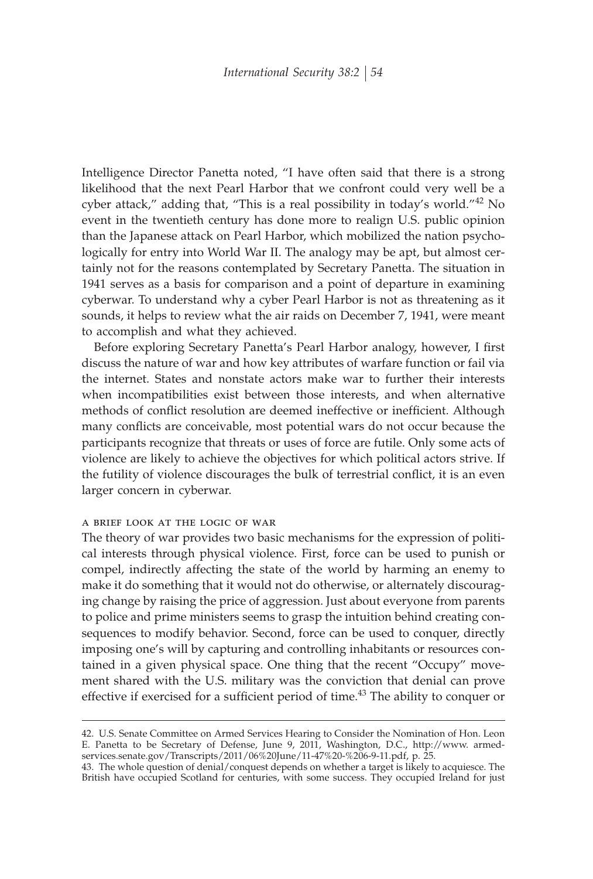Intelligence Director Panetta noted, "I have often said that there is a strong likelihood that the next Pearl Harbor that we confront could very well be a cyber attack," adding that, "This is a real possibility in today's world."[42] No event in the twentieth century has done more to realign U.S. public opinion than the Japanese attack on Pearl Harbor, which mobilized the nation psychologically for entry into World War II. The analogy may be apt, but almost certainly not for the reasons contemplated by Secretary Panetta. The situation in 1941 serves as a basis for comparison and a point of departure in examining cyberwar. To understand why a cyber Pearl Harbor is not as threatening as it sounds, it helps to review what the air raids on December 7, 1941, were meant to accomplish and what they achieved.

Before exploring Secretary Panetta's Pearl Harbor analogy, however, I first discuss the nature of war and how key attributes of warfare function or fail via the internet. States and nonstate actors make war to further their interests when incompatibilities exist between those interests, and when alternative methods of conflict resolution are deemed ineffective or inefficient. Although many conflicts are conceivable, most potential wars do not occur because the participants recognize that threats or uses of force are futile. Only some acts of violence are likely to achieve the objectives for which political actors strive. If the futility of violence discourages the bulk of terrestrial conflict, it is an even larger concern in cyberwar.

### A BRIEF LOOK AT THE LOGIC OF WAR

The theory of war provides two basic mechanisms for the expression of political interests through physical violence. First, force can be used to punish or compel, indirectly affecting the state of the world by harming an enemy to make it do something that it would not do otherwise, or alternately discouraging change by raising the price of aggression. Just about everyone from parents to police and prime ministers seems to grasp the intuition behind creating consequences to modify behavior. Second, force can be used to conquer, directly imposing one's will by capturing and controlling inhabitants or resources contained in a given physical space. One thing that the recent "Occupy" movement shared with the U.S. military was the conviction that denial can prove effective if exercised for a sufficient period of time.[43] The ability to conquer or

---

42. U.S. Senate Committee on Armed Services Hearing to Consider the Nomination of Hon. Leon E. Panetta to be Secretary of Defense, June 9, 2011, Washington, D.C., http://www.armed-services.senate.gov/Transcripts/2011/06%20June/11-47%20-%206-9-11.pdf, p. 25.

43. The whole question of denial/conquest depends on whether a target is likely to acquiesce. The British have occupied Scotland for centuries, with some success. They occupied Ireland for just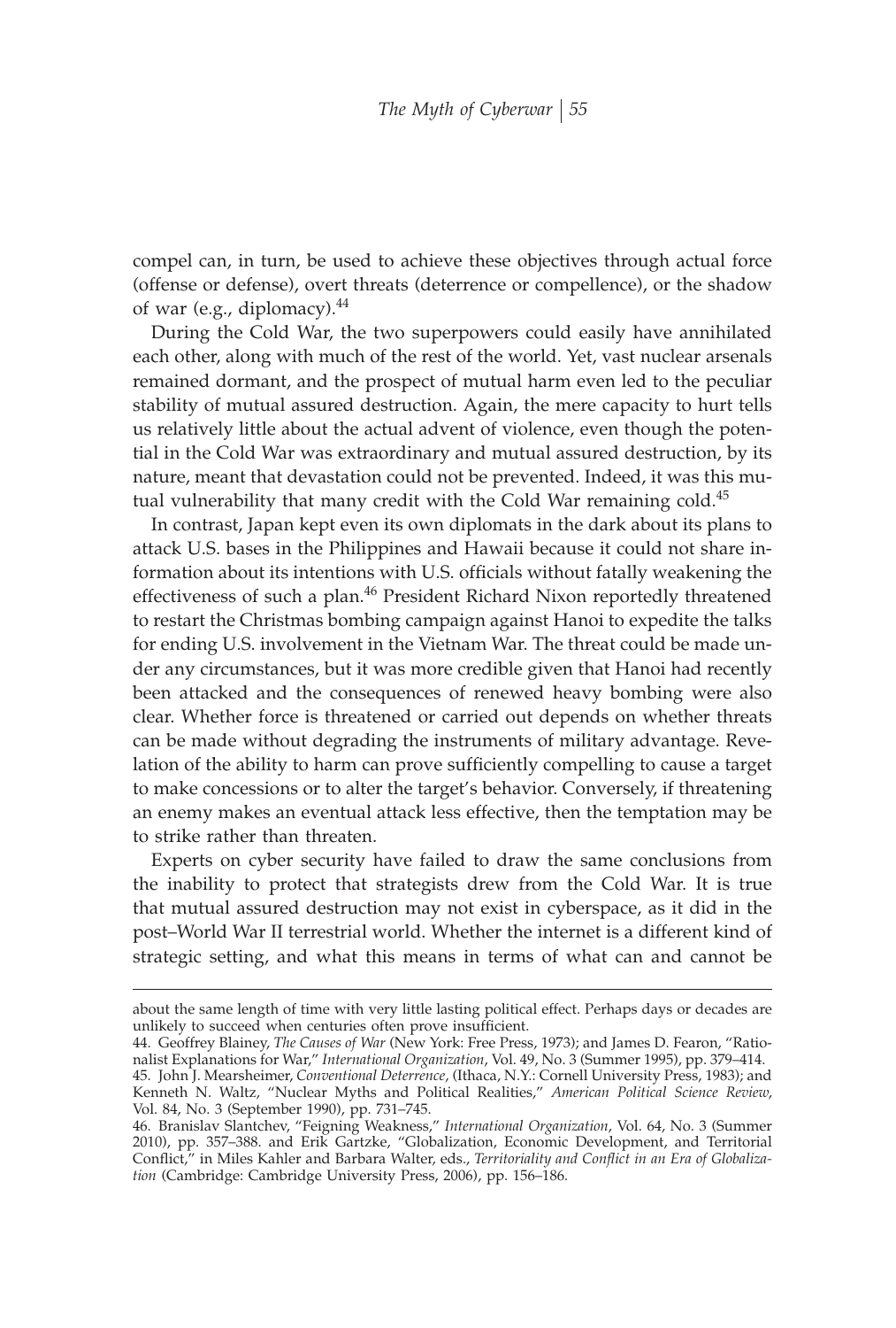compel can, in turn, be used to achieve these objectives through actual force (offense or defense), overt threats (deterrence or compellence), or the shadow of war (e.g., diplomacy).[44]

During the Cold War, the two superpowers could easily have annihilated each other, along with much of the rest of the world. Yet, vast nuclear arsenals remained dormant, and the prospect of mutual harm even led to the peculiar stability of mutual assured destruction. Again, the mere capacity to hurt tells us relatively little about the actual advent of violence, even though the potential in the Cold War was extraordinary and mutual assured destruction, by its nature, meant that devastation could not be prevented. Indeed, it was this mutual vulnerability that many credit with the Cold War remaining cold.[45]

In contrast, Japan kept even its own diplomats in the dark about its plans to attack U.S. bases in the Philippines and Hawaii because it could not share information about its intentions with U.S. officials without fatally weakening the effectiveness of such a plan.[46] President Richard Nixon reportedly threatened to restart the Christmas bombing campaign against Hanoi to expedite the talks for ending U.S. involvement in the Vietnam War. The threat could be made under any circumstances, but it was more credible given that Hanoi had recently been attacked and the consequences of renewed heavy bombing were also clear. Whether force is threatened or carried out depends on whether threats can be made without degrading the instruments of military advantage. Revelation of the ability to harm can prove sufficiently compelling to cause a target to make concessions or to alter the target's behavior. Conversely, if threatening an enemy makes an eventual attack less effective, then the temptation may be to strike rather than threaten.

Experts on cyber security have failed to draw the same conclusions from the inability to protect that strategists drew from the Cold War. It is true that mutual assured destruction may not exist in cyberspace, as it did in the post–World War II terrestrial world. Whether the internet is a different kind of strategic setting, and what this means in terms of what can and cannot be

---

about the same length of time with very little lasting political effect. Perhaps days or decades are unlikely to succeed when centuries often prove insufficient.

44. Geoffrey Blainey, *The Causes of War* (New York: Free Press, 1973); and James D. Fearon, "Rationalist Explanations for War," *International Organization*, Vol. 49, No. 3 (Summer 1995), pp. 379–414.

45. John J. Mearsheimer, *Conventional Deterrence*, (Ithaca, N.Y.: Cornell University Press, 1983); and Kenneth N. Waltz, "Nuclear Myths and Political Realities," *American Political Science Review*, Vol. 84, No. 3 (September 1990), pp. 731–745.

46. Branislav Slantchev, "Feigning Weakness," *International Organization*, Vol. 64, No. 3 (Summer 2010), pp. 357–388. and Erik Gartzke, "Globalization, Economic Development, and Territorial Conflict," in Miles Kahler and Barbara Walter, eds., *Territoriality and Conflict in an Era of Globalization* (Cambridge: Cambridge University Press, 2006), pp. 156–186.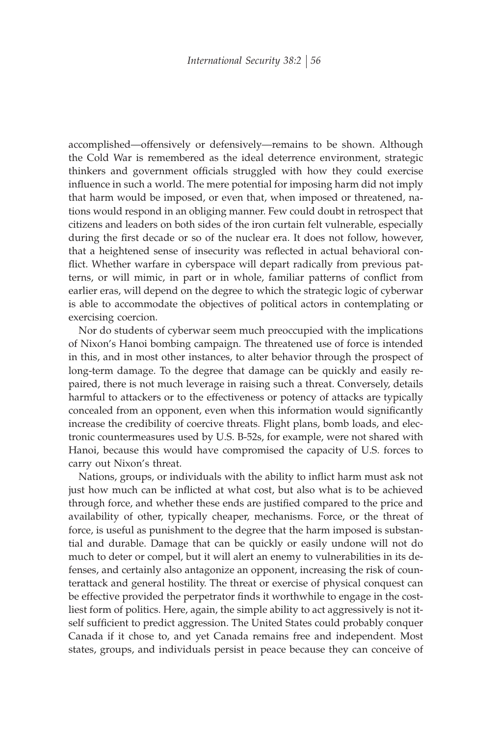accomplished—offensively or defensively—remains to be shown. Although the Cold War is remembered as the ideal deterrence environment, strategic thinkers and government officials struggled with how they could exercise influence in such a world. The mere potential for imposing harm did not imply that harm would be imposed, or even that, when imposed or threatened, nations would respond in an obliging manner. Few could doubt in retrospect that citizens and leaders on both sides of the iron curtain felt vulnerable, especially during the first decade or so of the nuclear era. It does not follow, however, that a heightened sense of insecurity was reflected in actual behavioral conflict. Whether warfare in cyberspace will depart radically from previous patterns, or will mimic, in part or in whole, familiar patterns of conflict from earlier eras, will depend on the degree to which the strategic logic of cyberwar is able to accommodate the objectives of political actors in contemplating or exercising coercion.

Nor do students of cyberwar seem much preoccupied with the implications of Nixon's Hanoi bombing campaign. The threatened use of force is intended in this, and in most other instances, to alter behavior through the prospect of long-term damage. To the degree that damage can be quickly and easily repaired, there is not much leverage in raising such a threat. Conversely, details harmful to attackers or to the effectiveness or potency of attacks are typically concealed from an opponent, even when this information would significantly increase the credibility of coercive threats. Flight plans, bomb loads, and electronic countermeasures used by U.S. B-52s, for example, were not shared with Hanoi, because this would have compromised the capacity of U.S. forces to carry out Nixon's threat.

Nations, groups, or individuals with the ability to inflict harm must ask not just how much can be inflicted at what cost, but also what is to be achieved through force, and whether these ends are justified compared to the price and availability of other, typically cheaper, mechanisms. Force, or the threat of force, is useful as punishment to the degree that the harm imposed is substantial and durable. Damage that can be quickly or easily undone will not do much to deter or compel, but it will alert an enemy to vulnerabilities in its defenses, and certainly also antagonize an opponent, increasing the risk of counterattack and general hostility. The threat or exercise of physical conquest can be effective provided the perpetrator finds it worthwhile to engage in the costliest form of politics. Here, again, the simple ability to act aggressively is not itself sufficient to predict aggression. The United States could probably conquer Canada if it chose to, and yet Canada remains free and independent. Most states, groups, and individuals persist in peace because they can conceive of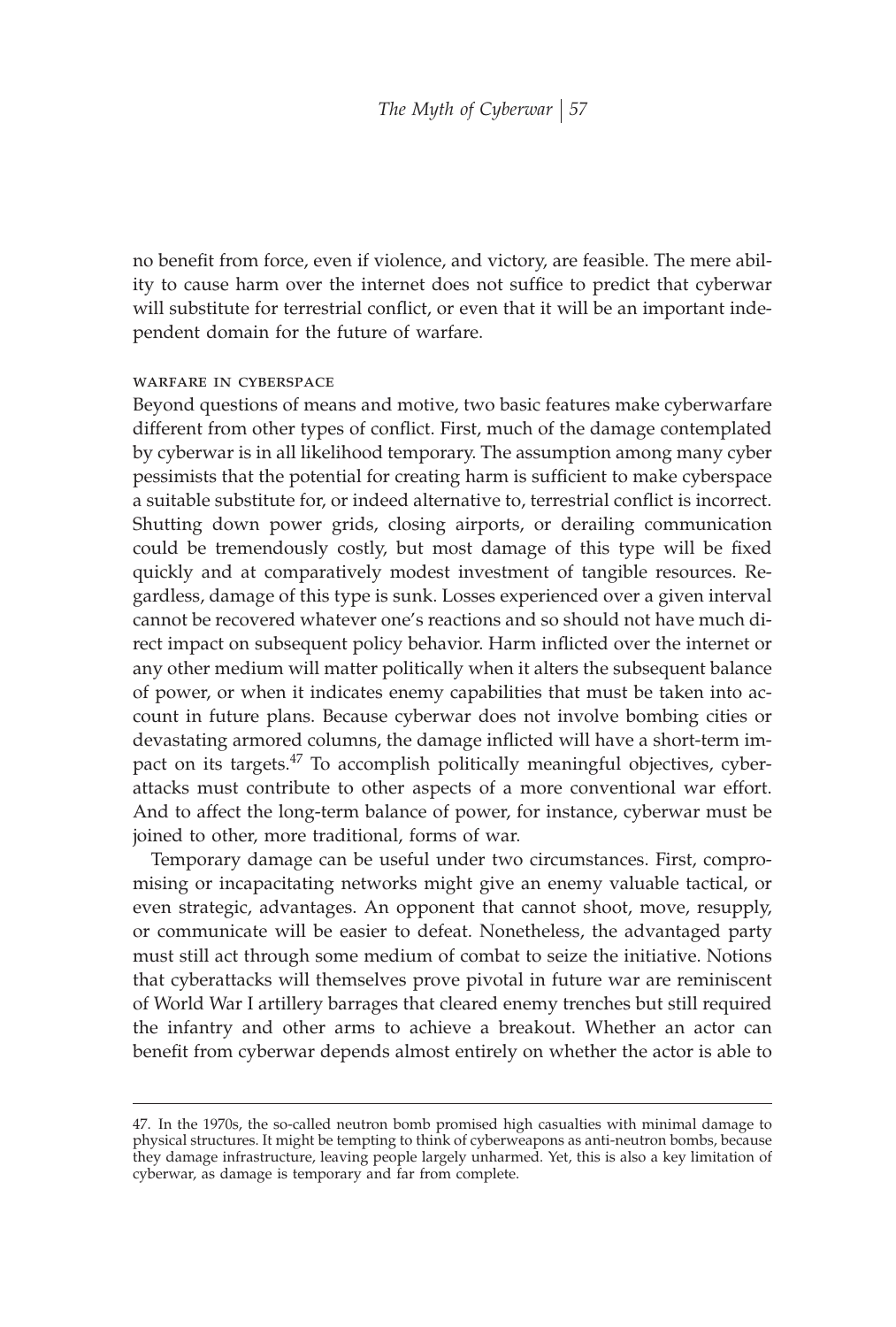no benefit from force, even if violence, and victory, are feasible. The mere ability to cause harm over the internet does not suffice to predict that cyberwar will substitute for terrestrial conflict, or even that it will be an important independent domain for the future of warfare.

### WARFARE IN CYBERSPACE

Beyond questions of means and motive, two basic features make cyberwarfare different from other types of conflict. First, much of the damage contemplated by cyberwar is in all likelihood temporary. The assumption among many cyber pessimists that the potential for creating harm is sufficient to make cyberspace a suitable substitute for, or indeed alternative to, terrestrial conflict is incorrect. Shutting down power grids, closing airports, or derailing communication could be tremendously costly, but most damage of this type will be fixed quickly and at comparatively modest investment of tangible resources. Regardless, damage of this type is sunk. Losses experienced over a given interval cannot be recovered whatever one's reactions and so should not have much direct impact on subsequent policy behavior. Harm inflicted over the internet or any other medium will matter politically when it alters the subsequent balance of power, or when it indicates enemy capabilities that must be taken into account in future plans. Because cyberwar does not involve bombing cities or devastating armored columns, the damage inflicted will have a short-term impact on its targets.[47] To accomplish politically meaningful objectives, cyberattacks must contribute to other aspects of a more conventional war effort. And to affect the long-term balance of power, for instance, cyberwar must be joined to other, more traditional, forms of war.

Temporary damage can be useful under two circumstances. First, compromising or incapacitating networks might give an enemy valuable tactical, or even strategic, advantages. An opponent that cannot shoot, move, resupply, or communicate will be easier to defeat. Nonetheless, the advantaged party must still act through some medium of combat to seize the initiative. Notions that cyberattacks will themselves prove pivotal in future war are reminiscent of World War I artillery barrages that cleared enemy trenches but still required the infantry and other arms to achieve a breakout. Whether an actor can benefit from cyberwar depends almost entirely on whether the actor is able to

---

47. In the 1970s, the so-called neutron bomb promised high casualties with minimal damage to physical structures. It might be tempting to think of cyberweapons as anti-neutron bombs, because they damage infrastructure, leaving people largely unharmed. Yet, this is also a key limitation of cyberwar, as damage is temporary and far from complete.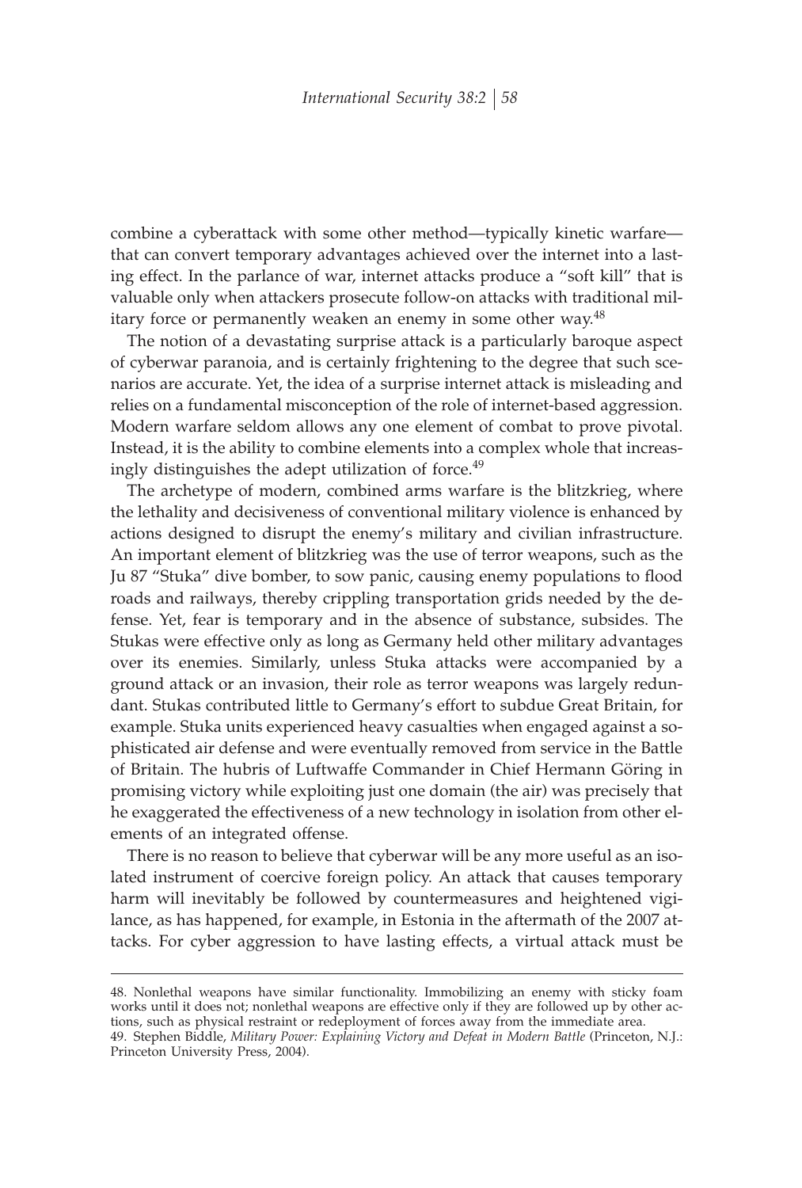combine a cyberattack with some other method—typically kinetic warfare—that can convert temporary advantages achieved over the internet into a lasting effect. In the parlance of war, internet attacks produce a "soft kill" that is valuable only when attackers prosecute follow-on attacks with traditional military force or permanently weaken an enemy in some other way.[48]

The notion of a devastating surprise attack is a particularly baroque aspect of cyberwar paranoia, and is certainly frightening to the degree that such scenarios are accurate. Yet, the idea of a surprise internet attack is misleading and relies on a fundamental misconception of the role of internet-based aggression. Modern warfare seldom allows any one element of combat to prove pivotal. Instead, it is the ability to combine elements into a complex whole that increasingly distinguishes the adept utilization of force.[49]

The archetype of modern, combined arms warfare is the blitzkrieg, where the lethality and decisiveness of conventional military violence is enhanced by actions designed to disrupt the enemy's military and civilian infrastructure. An important element of blitzkrieg was the use of terror weapons, such as the Ju 87 "Stuka" dive bomber, to sow panic, causing enemy populations to flood roads and railways, thereby crippling transportation grids needed by the defense. Yet, fear is temporary and in the absence of substance, subsides. The Stukas were effective only as long as Germany held other military advantages over its enemies. Similarly, unless Stuka attacks were accompanied by a ground attack or an invasion, their role as terror weapons was largely redundant. Stukas contributed little to Germany's effort to subdue Great Britain, for example. Stuka units experienced heavy casualties when engaged against a sophisticated air defense and were eventually removed from service in the Battle of Britain. The hubris of Luftwaffe Commander in Chief Hermann Göring in promising victory while exploiting just one domain (the air) was precisely that he exaggerated the effectiveness of a new technology in isolation from other elements of an integrated offense.

There is no reason to believe that cyberwar will be any more useful as an isolated instrument of coercive foreign policy. An attack that causes temporary harm will inevitably be followed by countermeasures and heightened vigilance, as has happened, for example, in Estonia in the aftermath of the 2007 attacks. For cyber aggression to have lasting effects, a virtual attack must be

---

48. Nonlethal weapons have similar functionality. Immobilizing an enemy with sticky foam works until it does not; nonlethal weapons are effective only if they are followed up by other actions, such as physical restraint or redeployment of forces away from the immediate area.

49. Stephen Biddle, *Military Power: Explaining Victory and Defeat in Modern Battle* (Princeton, N.J.: Princeton University Press, 2004).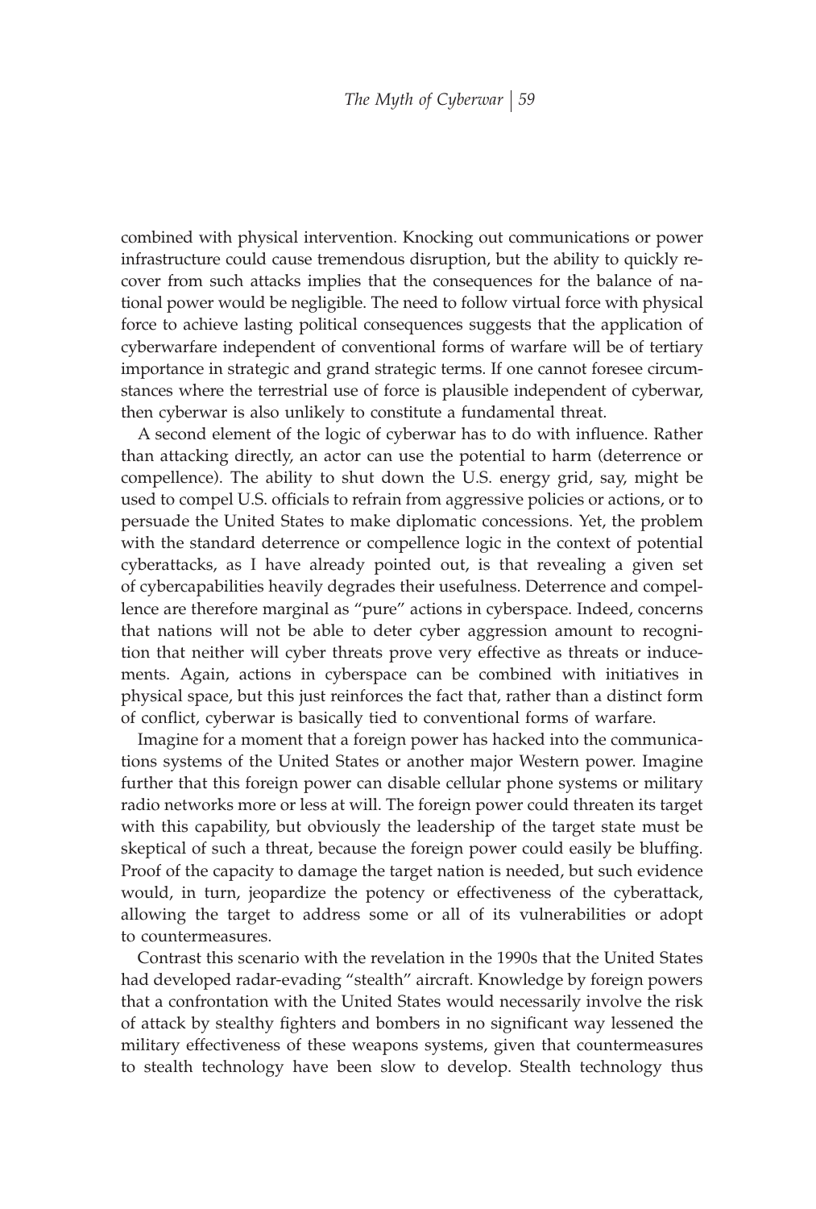combined with physical intervention. Knocking out communications or power infrastructure could cause tremendous disruption, but the ability to quickly recover from such attacks implies that the consequences for the balance of national power would be negligible. The need to follow virtual force with physical force to achieve lasting political consequences suggests that the application of cyberwarfare independent of conventional forms of warfare will be of tertiary importance in strategic and grand strategic terms. If one cannot foresee circumstances where the terrestrial use of force is plausible independent of cyberwar, then cyberwar is also unlikely to constitute a fundamental threat.

A second element of the logic of cyberwar has to do with influence. Rather than attacking directly, an actor can use the potential to harm (deterrence or compellence). The ability to shut down the U.S. energy grid, say, might be used to compel U.S. officials to refrain from aggressive policies or actions, or to persuade the United States to make diplomatic concessions. Yet, the problem with the standard deterrence or compellence logic in the context of potential cyberattacks, as I have already pointed out, is that revealing a given set of cybercapabilities heavily degrades their usefulness. Deterrence and compellence are therefore marginal as "pure" actions in cyberspace. Indeed, concerns that nations will not be able to deter cyber aggression amount to recognition that neither will cyber threats prove very effective as threats or inducements. Again, actions in cyberspace can be combined with initiatives in physical space, but this just reinforces the fact that, rather than a distinct form of conflict, cyberwar is basically tied to conventional forms of warfare.

Imagine for a moment that a foreign power has hacked into the communications systems of the United States or another major Western power. Imagine further that this foreign power can disable cellular phone systems or military radio networks more or less at will. The foreign power could threaten its target with this capability, but obviously the leadership of the target state must be skeptical of such a threat, because the foreign power could easily be bluffing. Proof of the capacity to damage the target nation is needed, but such evidence would, in turn, jeopardize the potency or effectiveness of the cyberattack, allowing the target to address some or all of its vulnerabilities or adopt to countermeasures.

Contrast this scenario with the revelation in the 1990s that the United States had developed radar-evading "stealth" aircraft. Knowledge by foreign powers that a confrontation with the United States would necessarily involve the risk of attack by stealthy fighters and bombers in no significant way lessened the military effectiveness of these weapons systems, given that countermeasures to stealth technology have been slow to develop. Stealth technology thus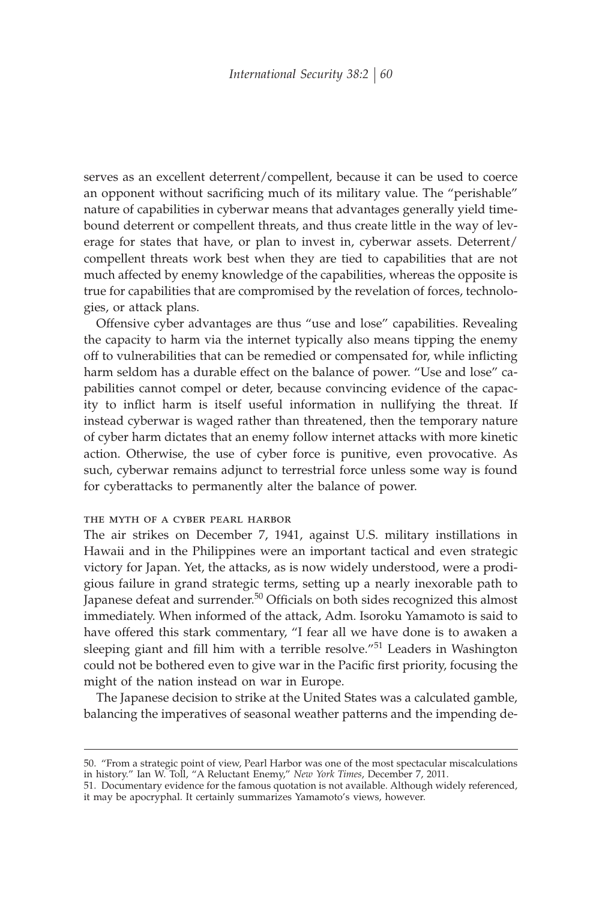serves as an excellent deterrent/compellent, because it can be used to coerce an opponent without sacrificing much of its military value. The "perishable" nature of capabilities in cyberwar means that advantages generally yield time-bound deterrent or compellent threats, and thus create little in the way of leverage for states that have, or plan to invest in, cyberwar assets. Deterrent/compellent threats work best when they are tied to capabilities that are not much affected by enemy knowledge of the capabilities, whereas the opposite is true for capabilities that are compromised by the revelation of forces, technologies, or attack plans.

Offensive cyber advantages are thus "use and lose" capabilities. Revealing the capacity to harm via the internet typically also means tipping the enemy off to vulnerabilities that can be remedied or compensated for, while inflicting harm seldom has a durable effect on the balance of power. "Use and lose" capabilities cannot compel or deter, because convincing evidence of the capacity to inflict harm is itself useful information in nullifying the threat. If instead cyberwar is waged rather than threatened, then the temporary nature of cyber harm dictates that an enemy follow internet attacks with more kinetic action. Otherwise, the use of cyber force is punitive, even provocative. As such, cyberwar remains adjunct to terrestrial force unless some way is found for cyberattacks to permanently alter the balance of power.

### THE MYTH OF A CYBER PEARL HARBOR

The air strikes on December 7, 1941, against U.S. military instillations in Hawaii and in the Philippines were an important tactical and even strategic victory for Japan. Yet, the attacks, as is now widely understood, were a prodigious failure in grand strategic terms, setting up a nearly inexorable path to Japanese defeat and surrender.[50] Officials on both sides recognized this almost immediately. When informed of the attack, Adm. Isoroku Yamamoto is said to have offered this stark commentary, "I fear all we have done is to awaken a sleeping giant and fill him with a terrible resolve."[51] Leaders in Washington could not be bothered even to give war in the Pacific first priority, focusing the might of the nation instead on war in Europe.

The Japanese decision to strike at the United States was a calculated gamble, balancing the imperatives of seasonal weather patterns and the impending de-

---

50. "From a strategic point of view, Pearl Harbor was one of the most spectacular miscalculations in history." Ian W. Toll, "A Reluctant Enemy," *New York Times*, December 7, 2011.

51. Documentary evidence for the famous quotation is not available. Although widely referenced, it may be apocryphal. It certainly summarizes Yamamoto's views, however.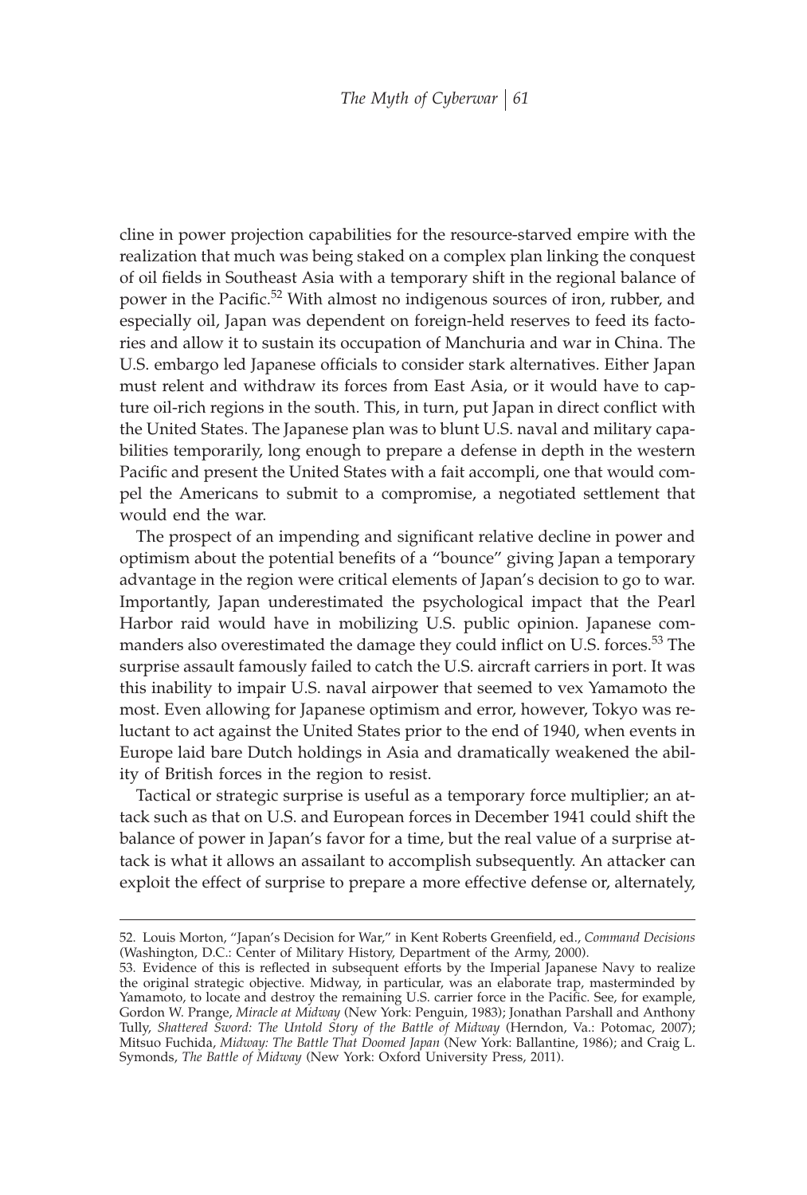cline in power projection capabilities for the resource-starved empire with the realization that much was being staked on a complex plan linking the conquest of oil fields in Southeast Asia with a temporary shift in the regional balance of power in the Pacific.[52] With almost no indigenous sources of iron, rubber, and especially oil, Japan was dependent on foreign-held reserves to feed its factories and allow it to sustain its occupation of Manchuria and war in China. The U.S. embargo led Japanese officials to consider stark alternatives. Either Japan must relent and withdraw its forces from East Asia, or it would have to capture oil-rich regions in the south. This, in turn, put Japan in direct conflict with the United States. The Japanese plan was to blunt U.S. naval and military capabilities temporarily, long enough to prepare a defense in depth in the western Pacific and present the United States with a fait accompli, one that would compel the Americans to submit to a compromise, a negotiated settlement that would end the war.

The prospect of an impending and significant relative decline in power and optimism about the potential benefits of a "bounce" giving Japan a temporary advantage in the region were critical elements of Japan's decision to go to war. Importantly, Japan underestimated the psychological impact that the Pearl Harbor raid would have in mobilizing U.S. public opinion. Japanese commanders also overestimated the damage they could inflict on U.S. forces.[53] The surprise assault famously failed to catch the U.S. aircraft carriers in port. It was this inability to impair U.S. naval airpower that seemed to vex Yamamoto the most. Even allowing for Japanese optimism and error, however, Tokyo was reluctant to act against the United States prior to the end of 1940, when events in Europe laid bare Dutch holdings in Asia and dramatically weakened the ability of British forces in the region to resist.

Tactical or strategic surprise is useful as a temporary force multiplier; an attack such as that on U.S. and European forces in December 1941 could shift the balance of power in Japan's favor for a time, but the real value of a surprise attack is what it allows an assailant to accomplish subsequently. An attacker can exploit the effect of surprise to prepare a more effective defense or, alternately,

---

52. Louis Morton, "Japan's Decision for War," in Kent Roberts Greenfield, ed., *Command Decisions* (Washington, D.C.: Center of Military History, Department of the Army, 2000).

53. Evidence of this is reflected in subsequent efforts by the Imperial Japanese Navy to realize the original strategic objective. Midway, in particular, was an elaborate trap, masterminded by Yamamoto, to locate and destroy the remaining U.S. carrier force in the Pacific. See, for example, Gordon W. Prange, *Miracle at Midway* (New York: Penguin, 1983); Jonathan Parshall and Anthony Tully, *Shattered Sword: The Untold Story of the Battle of Midway* (Herndon, Va.: Potomac, 2007); Mitsuo Fuchida, *Midway: The Battle That Doomed Japan* (New York: Ballantine, 1986); and Craig L. Symonds, *The Battle of Midway* (New York: Oxford University Press, 2011).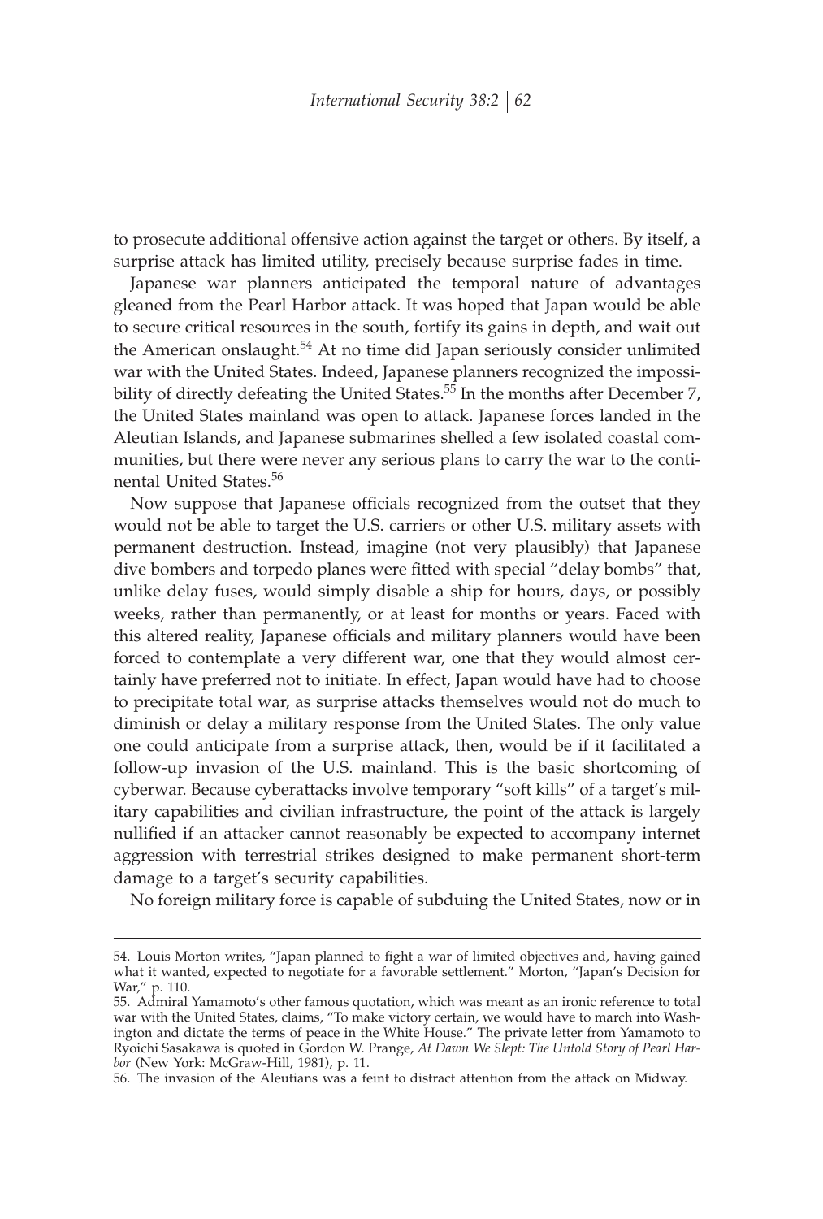to prosecute additional offensive action against the target or others. By itself, a surprise attack has limited utility, precisely because surprise fades in time.

Japanese war planners anticipated the temporal nature of advantages gleaned from the Pearl Harbor attack. It was hoped that Japan would be able to secure critical resources in the south, fortify its gains in depth, and wait out the American onslaught.[54] At no time did Japan seriously consider unlimited war with the United States. Indeed, Japanese planners recognized the impossibility of directly defeating the United States.[55] In the months after December 7, the United States mainland was open to attack. Japanese forces landed in the Aleutian Islands, and Japanese submarines shelled a few isolated coastal communities, but there were never any serious plans to carry the war to the continental United States.[56]

Now suppose that Japanese officials recognized from the outset that they would not be able to target the U.S. carriers or other U.S. military assets with permanent destruction. Instead, imagine (not very plausibly) that Japanese dive bombers and torpedo planes were fitted with special "delay bombs" that, unlike delay fuses, would simply disable a ship for hours, days, or possibly weeks, rather than permanently, or at least for months or years. Faced with this altered reality, Japanese officials and military planners would have been forced to contemplate a very different war, one that they would almost certainly have preferred not to initiate. In effect, Japan would have had to choose to precipitate total war, as surprise attacks themselves would not do much to diminish or delay a military response from the United States. The only value one could anticipate from a surprise attack, then, would be if it facilitated a follow-up invasion of the U.S. mainland. This is the basic shortcoming of cyberwar. Because cyberattacks involve temporary "soft kills" of a target's military capabilities and civilian infrastructure, the point of the attack is largely nullified if an attacker cannot reasonably be expected to accompany internet aggression with terrestrial strikes designed to make permanent short-term damage to a target's security capabilities.

No foreign military force is capable of subduing the United States, now or in

---

54. Louis Morton writes, "Japan planned to fight a war of limited objectives and, having gained what it wanted, expected to negotiate for a favorable settlement." Morton, "Japan's Decision for War," p. 110.

55. Admiral Yamamoto's other famous quotation, which was meant as an ironic reference to total war with the United States, claims, "To make victory certain, we would have to march into Washington and dictate the terms of peace in the White House." The private letter from Yamamoto to Ryoichi Sasakawa is quoted in Gordon W. Prange, *At Dawn We Slept: The Untold Story of Pearl Harbor* (New York: McGraw-Hill, 1981), p. 11.

56. The invasion of the Aleutians was a feint to distract attention from the attack on Midway.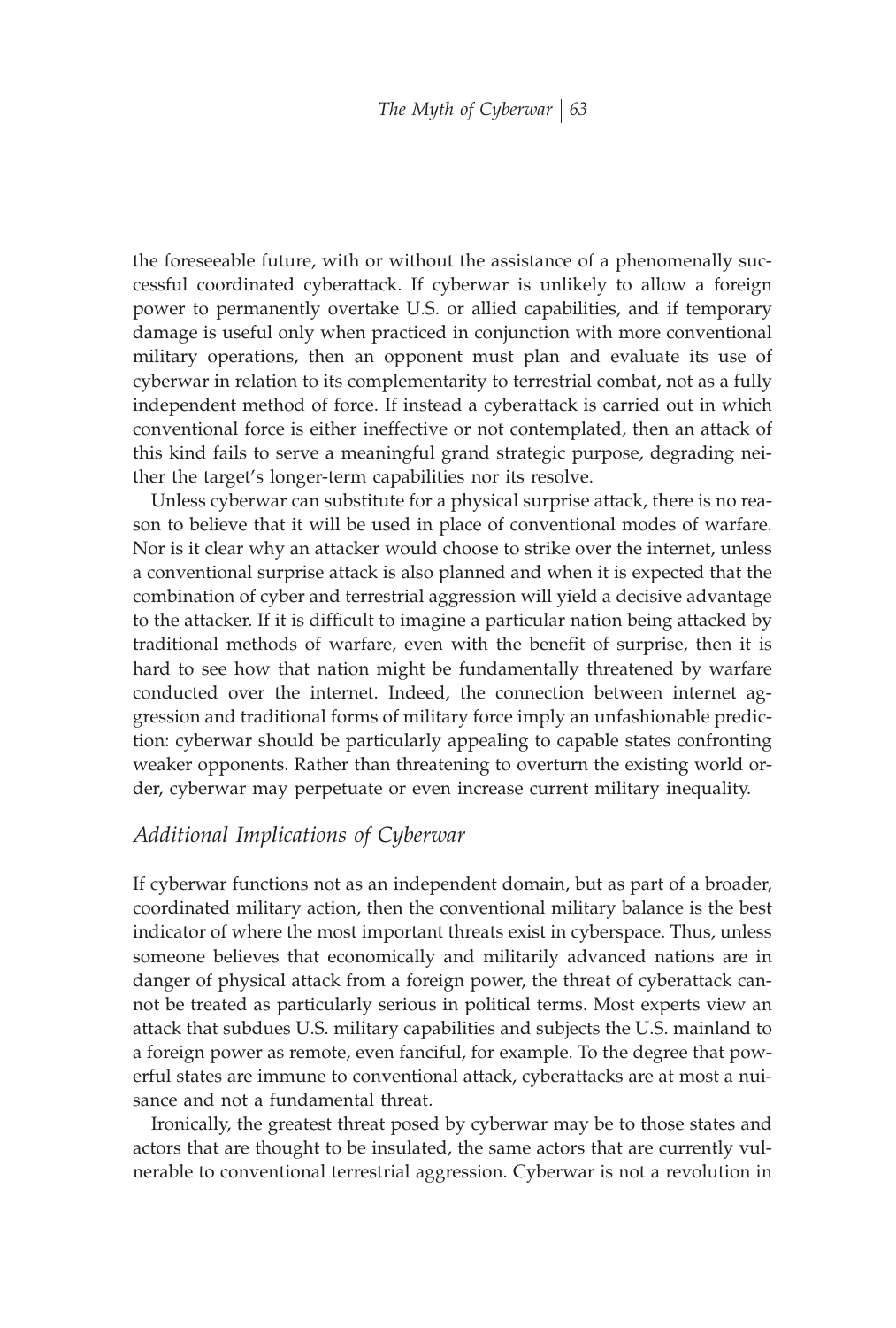the foreseeable future, with or without the assistance of a phenomenally successful coordinated cyberattack. If cyberwar is unlikely to allow a foreign power to permanently overtake U.S. or allied capabilities, and if temporary damage is useful only when practiced in conjunction with more conventional military operations, then an opponent must plan and evaluate its use of cyberwar in relation to its complementarity to terrestrial combat, not as a fully independent method of force. If instead a cyberattack is carried out in which conventional force is either ineffective or not contemplated, then an attack of this kind fails to serve a meaningful grand strategic purpose, degrading neither the target's longer-term capabilities nor its resolve.

Unless cyberwar can substitute for a physical surprise attack, there is no reason to believe that it will be used in place of conventional modes of warfare. Nor is it clear why an attacker would choose to strike over the internet, unless a conventional surprise attack is also planned and when it is expected that the combination of cyber and terrestrial aggression will yield a decisive advantage to the attacker. If it is difficult to imagine a particular nation being attacked by traditional methods of warfare, even with the benefit of surprise, then it is hard to see how that nation might be fundamentally threatened by warfare conducted over the internet. Indeed, the connection between internet aggression and traditional forms of military force imply an unfashionable prediction: cyberwar should be particularly appealing to capable states confronting weaker opponents. Rather than threatening to overturn the existing world order, cyberwar may perpetuate or even increase current military inequality.

## *Additional Implications of Cyberwar*

If cyberwar functions not as an independent domain, but as part of a broader, coordinated military action, then the conventional military balance is the best indicator of where the most important threats exist in cyberspace. Thus, unless someone believes that economically and militarily advanced nations are in danger of physical attack from a foreign power, the threat of cyberattack cannot be treated as particularly serious in political terms. Most experts view an attack that subdues U.S. military capabilities and subjects the U.S. mainland to a foreign power as remote, even fanciful, for example. To the degree that powerful states are immune to conventional attack, cyberattacks are at most a nuisance and not a fundamental threat.

Ironically, the greatest threat posed by cyberwar may be to those states and actors that are thought to be insulated, the same actors that are currently vulnerable to conventional terrestrial aggression. Cyberwar is not a revolution in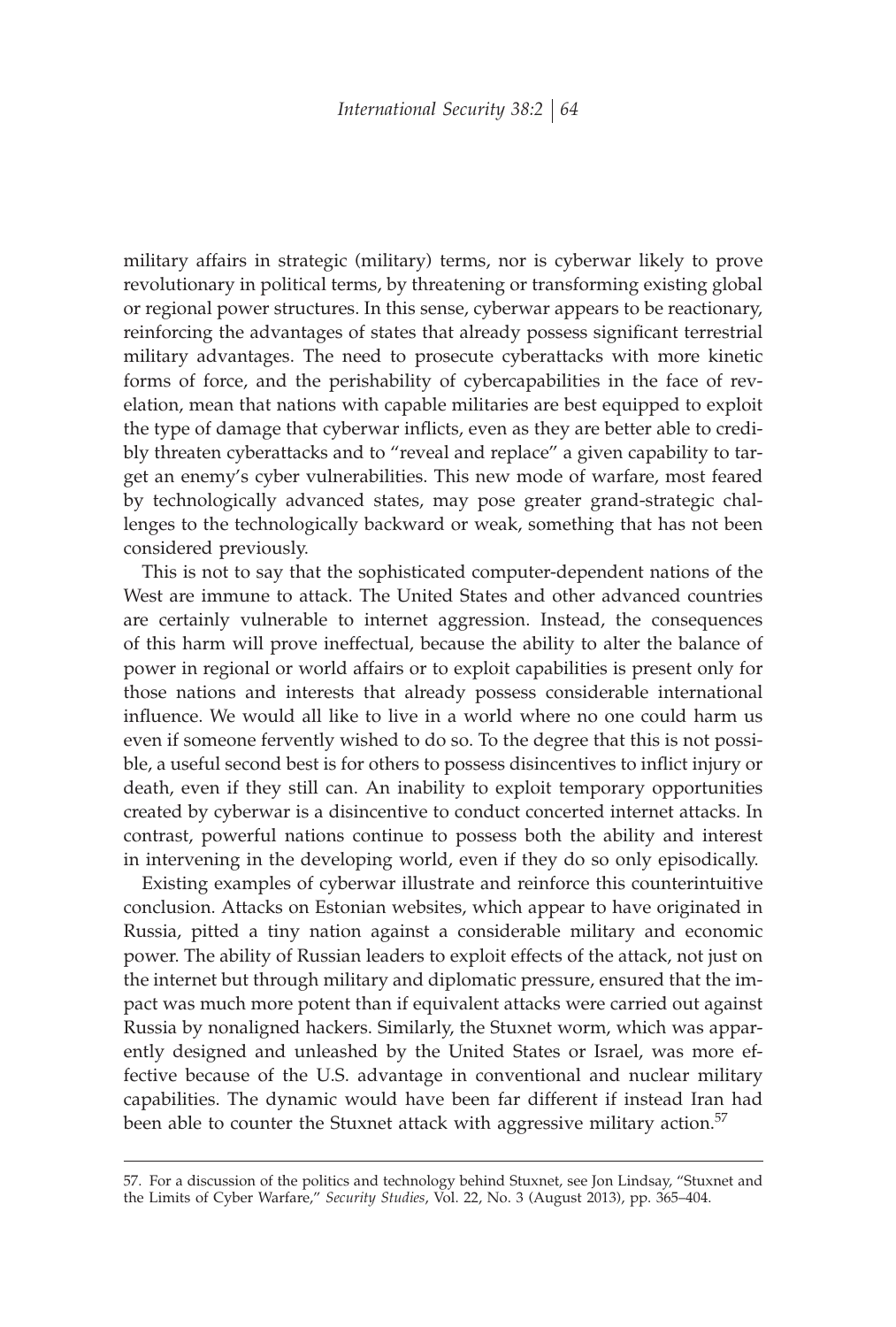military affairs in strategic (military) terms, nor is cyberwar likely to prove revolutionary in political terms, by threatening or transforming existing global or regional power structures. In this sense, cyberwar appears to be reactionary, reinforcing the advantages of states that already possess significant terrestrial military advantages. The need to prosecute cyberattacks with more kinetic forms of force, and the perishability of cybercapabilities in the face of revelation, mean that nations with capable militaries are best equipped to exploit the type of damage that cyberwar inflicts, even as they are better able to credibly threaten cyberattacks and to "reveal and replace" a given capability to target an enemy's cyber vulnerabilities. This new mode of warfare, most feared by technologically advanced states, may pose greater grand-strategic challenges to the technologically backward or weak, something that has not been considered previously.

This is not to say that the sophisticated computer-dependent nations of the West are immune to attack. The United States and other advanced countries are certainly vulnerable to internet aggression. Instead, the consequences of this harm will prove ineffectual, because the ability to alter the balance of power in regional or world affairs or to exploit capabilities is present only for those nations and interests that already possess considerable international influence. We would all like to live in a world where no one could harm us even if someone fervently wished to do so. To the degree that this is not possible, a useful second best is for others to possess disincentives to inflict injury or death, even if they still can. An inability to exploit temporary opportunities created by cyberwar is a disincentive to conduct concerted internet attacks. In contrast, powerful nations continue to possess both the ability and interest in intervening in the developing world, even if they do so only episodically.

Existing examples of cyberwar illustrate and reinforce this counterintuitive conclusion. Attacks on Estonian websites, which appear to have originated in Russia, pitted a tiny nation against a considerable military and economic power. The ability of Russian leaders to exploit effects of the attack, not just on the internet but through military and diplomatic pressure, ensured that the impact was much more potent than if equivalent attacks were carried out against Russia by nonaligned hackers. Similarly, the Stuxnet worm, which was apparently designed and unleashed by the United States or Israel, was more effective because of the U.S. advantage in conventional and nuclear military capabilities. The dynamic would have been far different if instead Iran had been able to counter the Stuxnet attack with aggressive military action.[57]

---

57. For a discussion of the politics and technology behind Stuxnet, see Jon Lindsay, "Stuxnet and the Limits of Cyber Warfare," *Security Studies*, Vol. 22, No. 3 (August 2013), pp. 365–404.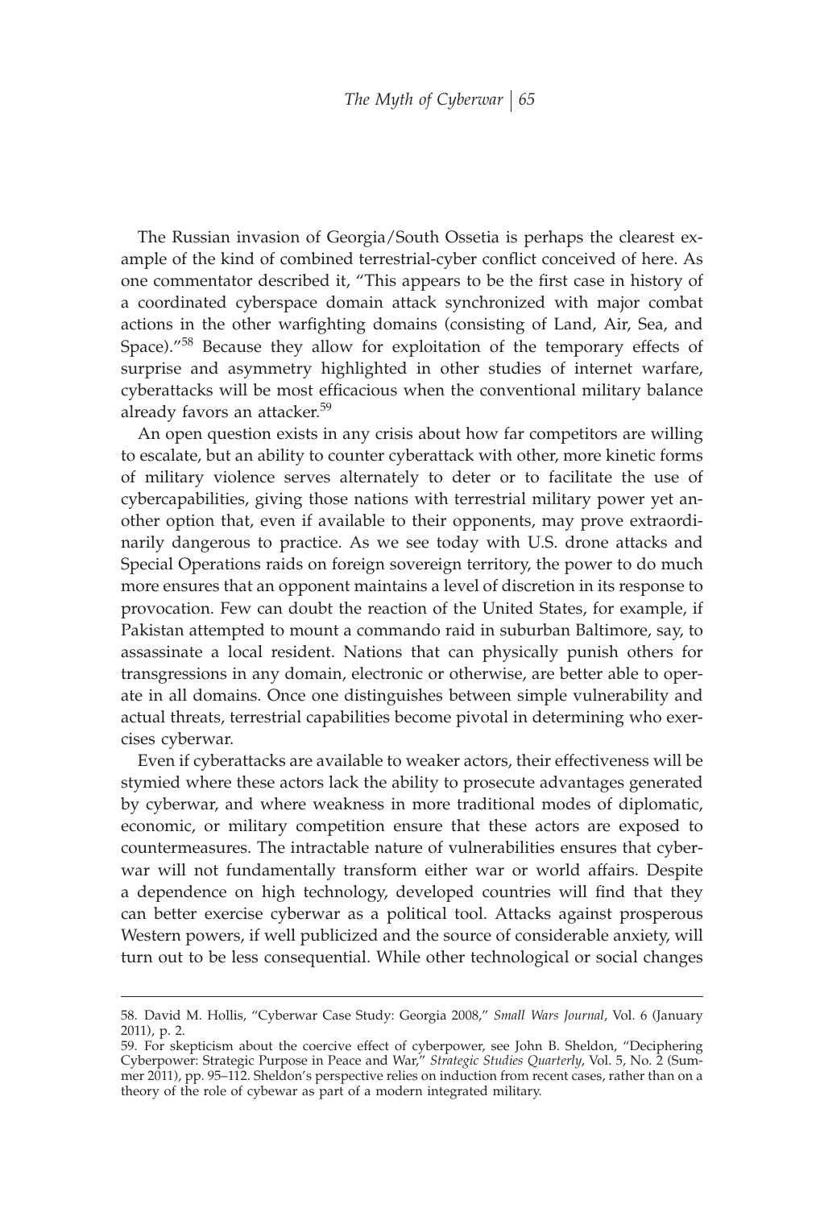The Russian invasion of Georgia/South Ossetia is perhaps the clearest example of the kind of combined terrestrial-cyber conflict conceived of here. As one commentator described it, "This appears to be the first case in history of a coordinated cyberspace domain attack synchronized with major combat actions in the other warfighting domains (consisting of Land, Air, Sea, and Space)."[58] Because they allow for exploitation of the temporary effects of surprise and asymmetry highlighted in other studies of internet warfare, cyberattacks will be most efficacious when the conventional military balance already favors an attacker.[59]

An open question exists in any crisis about how far competitors are willing to escalate, but an ability to counter cyberattack with other, more kinetic forms of military violence serves alternately to deter or to facilitate the use of cybercapabilities, giving those nations with terrestrial military power yet another option that, even if available to their opponents, may prove extraordinarily dangerous to practice. As we see today with U.S. drone attacks and Special Operations raids on foreign sovereign territory, the power to do much more ensures that an opponent maintains a level of discretion in its response to provocation. Few can doubt the reaction of the United States, for example, if Pakistan attempted to mount a commando raid in suburban Baltimore, say, to assassinate a local resident. Nations that can physically punish others for transgressions in any domain, electronic or otherwise, are better able to operate in all domains. Once one distinguishes between simple vulnerability and actual threats, terrestrial capabilities become pivotal in determining who exercises cyberwar.

Even if cyberattacks are available to weaker actors, their effectiveness will be stymied where these actors lack the ability to prosecute advantages generated by cyberwar, and where weakness in more traditional modes of diplomatic, economic, or military competition ensure that these actors are exposed to countermeasures. The intractable nature of vulnerabilities ensures that cyberwar will not fundamentally transform either war or world affairs. Despite a dependence on high technology, developed countries will find that they can better exercise cyberwar as a political tool. Attacks against prosperous Western powers, if well publicized and the source of considerable anxiety, will turn out to be less consequential. While other technological or social changes

---

58. David M. Hollis, "Cyberwar Case Study: Georgia 2008," *Small Wars Journal*, Vol. 6 (January 2011), p. 2.

59. For skepticism about the coercive effect of cyberpower, see John B. Sheldon, "Deciphering Cyberpower: Strategic Purpose in Peace and War," *Strategic Studies Quarterly*, Vol. 5, No. 2 (Summer 2011), pp. 95–112. Sheldon's perspective relies on induction from recent cases, rather than on a theory of the role of cybewar as part of a modern integrated military.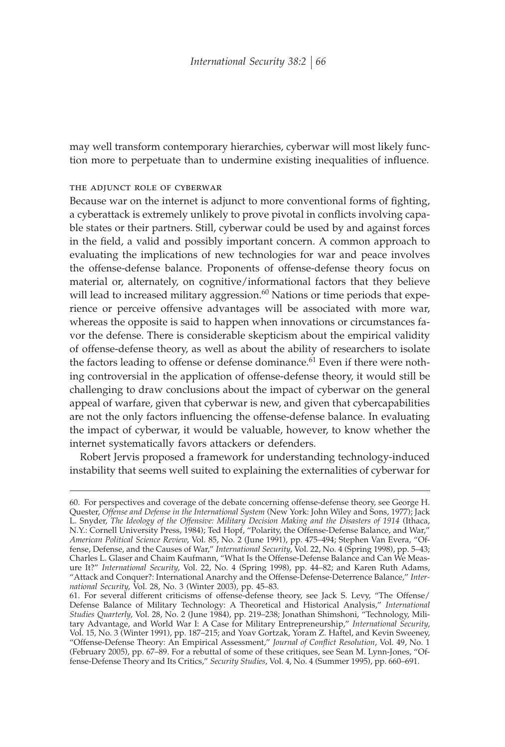may well transform contemporary hierarchies, cyberwar will most likely function more to perpetuate than to undermine existing inequalities of influence.

### THE ADJUNCT ROLE OF CYBERWAR

Because war on the internet is adjunct to more conventional forms of fighting, a cyberattack is extremely unlikely to prove pivotal in conflicts involving capable states or their partners. Still, cyberwar could be used by and against forces in the field, a valid and possibly important concern. A common approach to evaluating the implications of new technologies for war and peace involves the offense-defense balance. Proponents of offense-defense theory focus on material or, alternately, on cognitive/informational factors that they believe will lead to increased military aggression.[60] Nations or time periods that experience or perceive offensive advantages will be associated with more war, whereas the opposite is said to happen when innovations or circumstances favor the defense. There is considerable skepticism about the empirical validity of offense-defense theory, as well as about the ability of researchers to isolate the factors leading to offense or defense dominance.[61] Even if there were nothing controversial in the application of offense-defense theory, it would still be challenging to draw conclusions about the impact of cyberwar on the general appeal of warfare, given that cyberwar is new, and given that cybercapabilities are not the only factors influencing the offense-defense balance. In evaluating the impact of cyberwar, it would be valuable, however, to know whether the internet systematically favors attackers or defenders.

Robert Jervis proposed a framework for understanding technology-induced instability that seems well suited to explaining the externalities of cyberwar for

---

60. For perspectives and coverage of the debate concerning offense-defense theory, see George H. Quester, *Offense and Defense in the International System* (New York: John Wiley and Sons, 1977); Jack L. Snyder, *The Ideology of the Offensive: Military Decision Making and the Disasters of 1914* (Ithaca, N.Y.: Cornell University Press, 1984); Ted Hopf, "Polarity, the Offense-Defense Balance, and War," *American Political Science Review*, Vol. 85, No. 2 (June 1991), pp. 475–494; Stephen Van Evera, "Offense, Defense, and the Causes of War," *International Security*, Vol. 22, No. 4 (Spring 1998), pp. 5–43; Charles L. Glaser and Chaim Kaufmann, "What Is the Offense-Defense Balance and Can We Measure It?" *International Security*, Vol. 22, No. 4 (Spring 1998), pp. 44–82; and Karen Ruth Adams, "Attack and Conquer?: International Anarchy and the Offense-Defense-Deterrence Balance," *International Security*, Vol. 28, No. 3 (Winter 2003), pp. 45–83.

61. For several different criticisms of offense-defense theory, see Jack S. Levy, "The Offense/Defense Balance of Military Technology: A Theoretical and Historical Analysis," *International Studies Quarterly*, Vol. 28, No. 2 (June 1984), pp. 219–238; Jonathan Shimshoni, "Technology, Military Advantage, and World War I: A Case for Military Entrepreneurship," *International Security*, Vol. 15, No. 3 (Winter 1991), pp. 187–215; and Yoav Gortzak, Yoram Z. Haftel, and Kevin Sweeney, "Offense-Defense Theory: An Empirical Assessment," *Journal of Conflict Resolution*, Vol. 49, No. 1 (February 2005), pp. 67–89. For a rebuttal of some of these critiques, see Sean M. Lynn-Jones, "Offense-Defense Theory and Its Critics," *Security Studies*, Vol. 4, No. 4 (Summer 1995), pp. 660–691.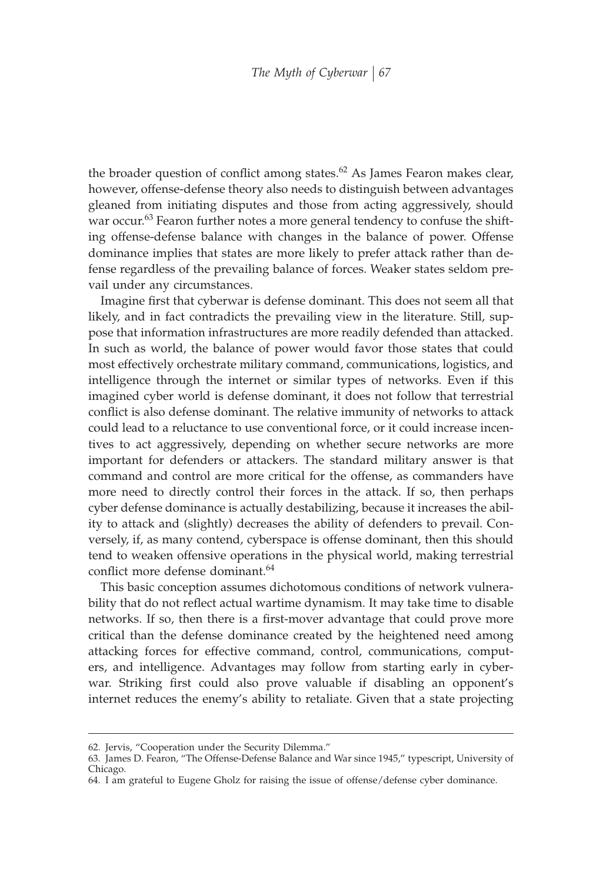the broader question of conflict among states.[62] As James Fearon makes clear, however, offense-defense theory also needs to distinguish between advantages gleaned from initiating disputes and those from acting aggressively, should war occur.[63] Fearon further notes a more general tendency to confuse the shifting offense-defense balance with changes in the balance of power. Offense dominance implies that states are more likely to prefer attack rather than defense regardless of the prevailing balance of forces. Weaker states seldom prevail under any circumstances.

Imagine first that cyberwar is defense dominant. This does not seem all that likely, and in fact contradicts the prevailing view in the literature. Still, suppose that information infrastructures are more readily defended than attacked. In such as world, the balance of power would favor those states that could most effectively orchestrate military command, communications, logistics, and intelligence through the internet or similar types of networks. Even if this imagined cyber world is defense dominant, it does not follow that terrestrial conflict is also defense dominant. The relative immunity of networks to attack could lead to a reluctance to use conventional force, or it could increase incentives to act aggressively, depending on whether secure networks are more important for defenders or attackers. The standard military answer is that command and control are more critical for the offense, as commanders have more need to directly control their forces in the attack. If so, then perhaps cyber defense dominance is actually destabilizing, because it increases the ability to attack and (slightly) decreases the ability of defenders to prevail. Conversely, if, as many contend, cyberspace is offense dominant, then this should tend to weaken offensive operations in the physical world, making terrestrial conflict more defense dominant.[64]

This basic conception assumes dichotomous conditions of network vulnerability that do not reflect actual wartime dynamism. It may take time to disable networks. If so, then there is a first-mover advantage that could prove more critical than the defense dominance created by the heightened need among attacking forces for effective command, control, communications, computers, and intelligence. Advantages may follow from starting early in cyberwar. Striking first could also prove valuable if disabling an opponent's internet reduces the enemy's ability to retaliate. Given that a state projecting

62. Jervis, "Cooperation under the Security Dilemma."

63. James D. Fearon, "The Offense-Defense Balance and War since 1945," typescript, University of Chicago.

64. I am grateful to Eugene Gholz for raising the issue of offense/defense cyber dominance.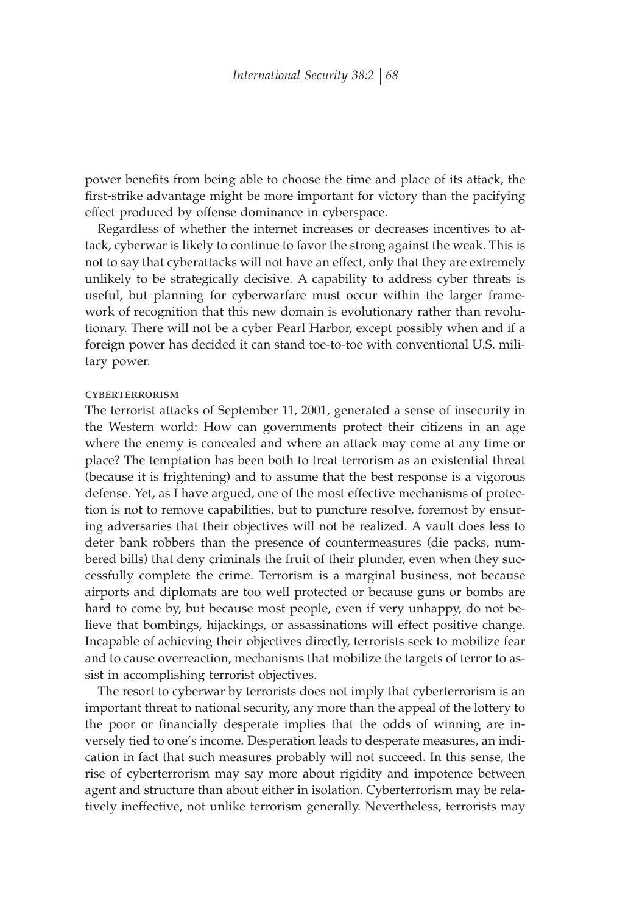power benefits from being able to choose the time and place of its attack, the first-strike advantage might be more important for victory than the pacifying effect produced by offense dominance in cyberspace.

Regardless of whether the internet increases or decreases incentives to attack, cyberwar is likely to continue to favor the strong against the weak. This is not to say that cyberattacks will not have an effect, only that they are extremely unlikely to be strategically decisive. A capability to address cyber threats is useful, but planning for cyberwarfare must occur within the larger framework of recognition that this new domain is evolutionary rather than revolutionary. There will not be a cyber Pearl Harbor, except possibly when and if a foreign power has decided it can stand toe-to-toe with conventional U.S. military power.

### CYBERTERRORISM

The terrorist attacks of September 11, 2001, generated a sense of insecurity in the Western world: How can governments protect their citizens in an age where the enemy is concealed and where an attack may come at any time or place? The temptation has been both to treat terrorism as an existential threat (because it is frightening) and to assume that the best response is a vigorous defense. Yet, as I have argued, one of the most effective mechanisms of protection is not to remove capabilities, but to puncture resolve, foremost by ensuring adversaries that their objectives will not be realized. A vault does less to deter bank robbers than the presence of countermeasures (die packs, numbered bills) that deny criminals the fruit of their plunder, even when they successfully complete the crime. Terrorism is a marginal business, not because airports and diplomats are too well protected or because guns or bombs are hard to come by, but because most people, even if very unhappy, do not believe that bombings, hijackings, or assassinations will effect positive change. Incapable of achieving their objectives directly, terrorists seek to mobilize fear and to cause overreaction, mechanisms that mobilize the targets of terror to assist in accomplishing terrorist objectives.

The resort to cyberwar by terrorists does not imply that cyberterrorism is an important threat to national security, any more than the appeal of the lottery to the poor or financially desperate implies that the odds of winning are inversely tied to one's income. Desperation leads to desperate measures, an indication in fact that such measures probably will not succeed. In this sense, the rise of cyberterrorism may say more about rigidity and impotence between agent and structure than about either in isolation. Cyberterrorism may be relatively ineffective, not unlike terrorism generally. Nevertheless, terrorists may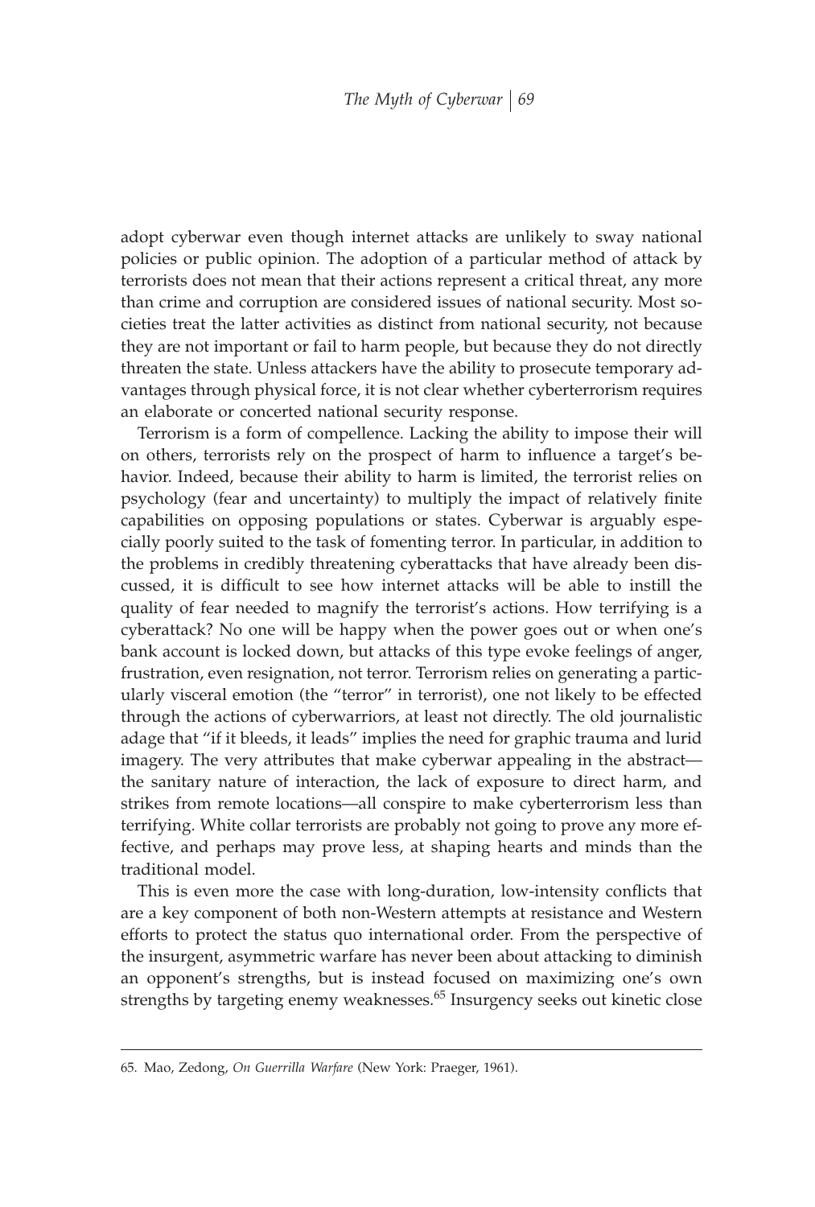adopt cyberwar even though internet attacks are unlikely to sway national policies or public opinion. The adoption of a particular method of attack by terrorists does not mean that their actions represent a critical threat, any more than crime and corruption are considered issues of national security. Most societies treat the latter activities as distinct from national security, not because they are not important or fail to harm people, but because they do not directly threaten the state. Unless attackers have the ability to prosecute temporary advantages through physical force, it is not clear whether cyberterrorism requires an elaborate or concerted national security response.

Terrorism is a form of compellence. Lacking the ability to impose their will on others, terrorists rely on the prospect of harm to influence a target's behavior. Indeed, because their ability to harm is limited, the terrorist relies on psychology (fear and uncertainty) to multiply the impact of relatively finite capabilities on opposing populations or states. Cyberwar is arguably especially poorly suited to the task of fomenting terror. In particular, in addition to the problems in credibly threatening cyberattacks that have already been discussed, it is difficult to see how internet attacks will be able to instill the quality of fear needed to magnify the terrorist's actions. How terrifying is a cyberattack? No one will be happy when the power goes out or when one's bank account is locked down, but attacks of this type evoke feelings of anger, frustration, even resignation, not terror. Terrorism relies on generating a particularly visceral emotion (the "terror" in terrorist), one not likely to be effected through the actions of cyberwarriors, at least not directly. The old journalistic adage that "if it bleeds, it leads" implies the need for graphic trauma and lurid imagery. The very attributes that make cyberwar appealing in the abstract—the sanitary nature of interaction, the lack of exposure to direct harm, and strikes from remote locations—all conspire to make cyberterrorism less than terrifying. White collar terrorists are probably not going to prove any more effective, and perhaps may prove less, at shaping hearts and minds than the traditional model.

This is even more the case with long-duration, low-intensity conflicts that are a key component of both non-Western attempts at resistance and Western efforts to protect the status quo international order. From the perspective of the insurgent, asymmetric warfare has never been about attacking to diminish an opponent's strengths, but is instead focused on maximizing one's own strengths by targeting enemy weaknesses.[65] Insurgency seeks out kinetic close

65. Mao, Zedong, *On Guerrilla Warfare* (New York: Praeger, 1961).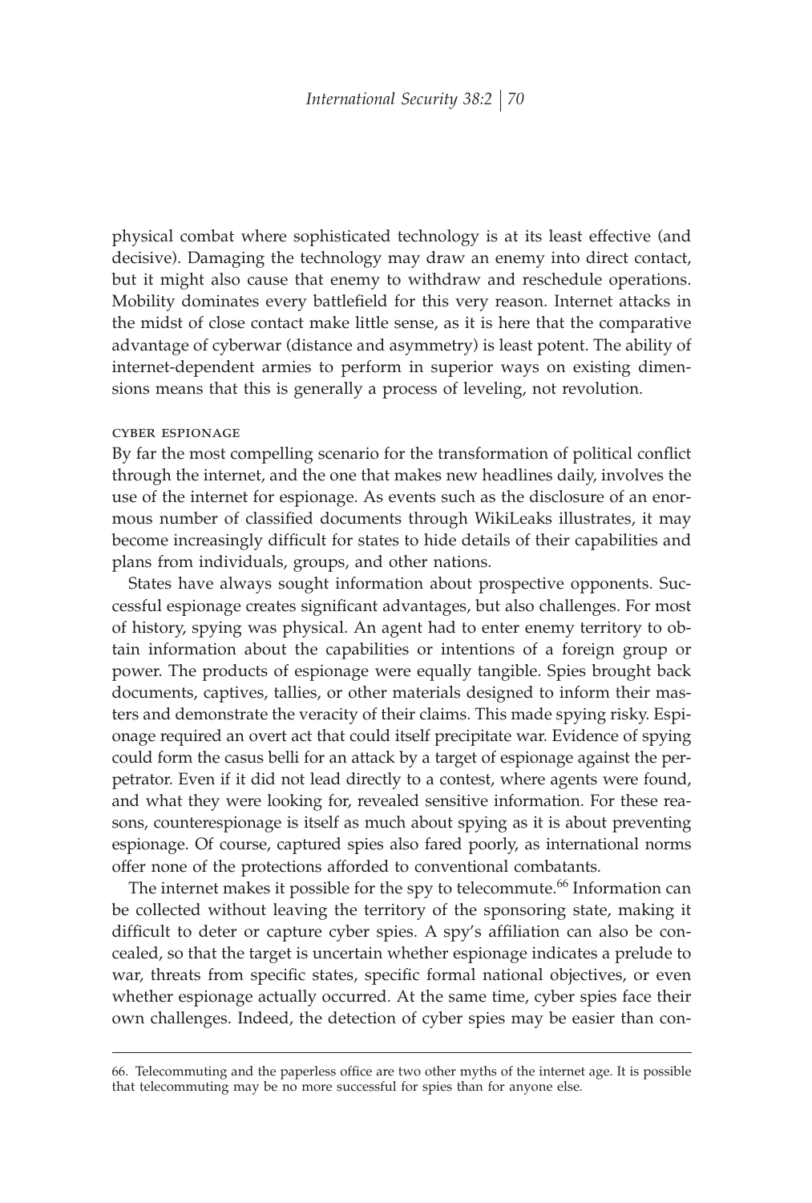physical combat where sophisticated technology is at its least effective (and decisive). Damaging the technology may draw an enemy into direct contact, but it might also cause that enemy to withdraw and reschedule operations. Mobility dominates every battlefield for this very reason. Internet attacks in the midst of close contact make little sense, as it is here that the comparative advantage of cyberwar (distance and asymmetry) is least potent. The ability of internet-dependent armies to perform in superior ways on existing dimensions means that this is generally a process of leveling, not revolution.

#### CYBER ESPIONAGE

By far the most compelling scenario for the transformation of political conflict through the internet, and the one that makes new headlines daily, involves the use of the internet for espionage. As events such as the disclosure of an enormous number of classified documents through WikiLeaks illustrates, it may become increasingly difficult for states to hide details of their capabilities and plans from individuals, groups, and other nations.

States have always sought information about prospective opponents. Successful espionage creates significant advantages, but also challenges. For most of history, spying was physical. An agent had to enter enemy territory to obtain information about the capabilities or intentions of a foreign group or power. The products of espionage were equally tangible. Spies brought back documents, captives, tallies, or other materials designed to inform their masters and demonstrate the veracity of their claims. This made spying risky. Espionage required an overt act that could itself precipitate war. Evidence of spying could form the casus belli for an attack by a target of espionage against the perpetrator. Even if it did not lead directly to a contest, where agents were found, and what they were looking for, revealed sensitive information. For these reasons, counterespionage is itself as much about spying as it is about preventing espionage. Of course, captured spies also fared poorly, as international norms offer none of the protections afforded to conventional combatants.

The internet makes it possible for the spy to telecommute.[66] Information can be collected without leaving the territory of the sponsoring state, making it difficult to deter or capture cyber spies. A spy's affiliation can also be concealed, so that the target is uncertain whether espionage indicates a prelude to war, threats from specific states, specific formal national objectives, or even whether espionage actually occurred. At the same time, cyber spies face their own challenges. Indeed, the detection of cyber spies may be easier than con-

66. Telecommuting and the paperless office are two other myths of the internet age. It is possible that telecommuting may be no more successful for spies than for anyone else.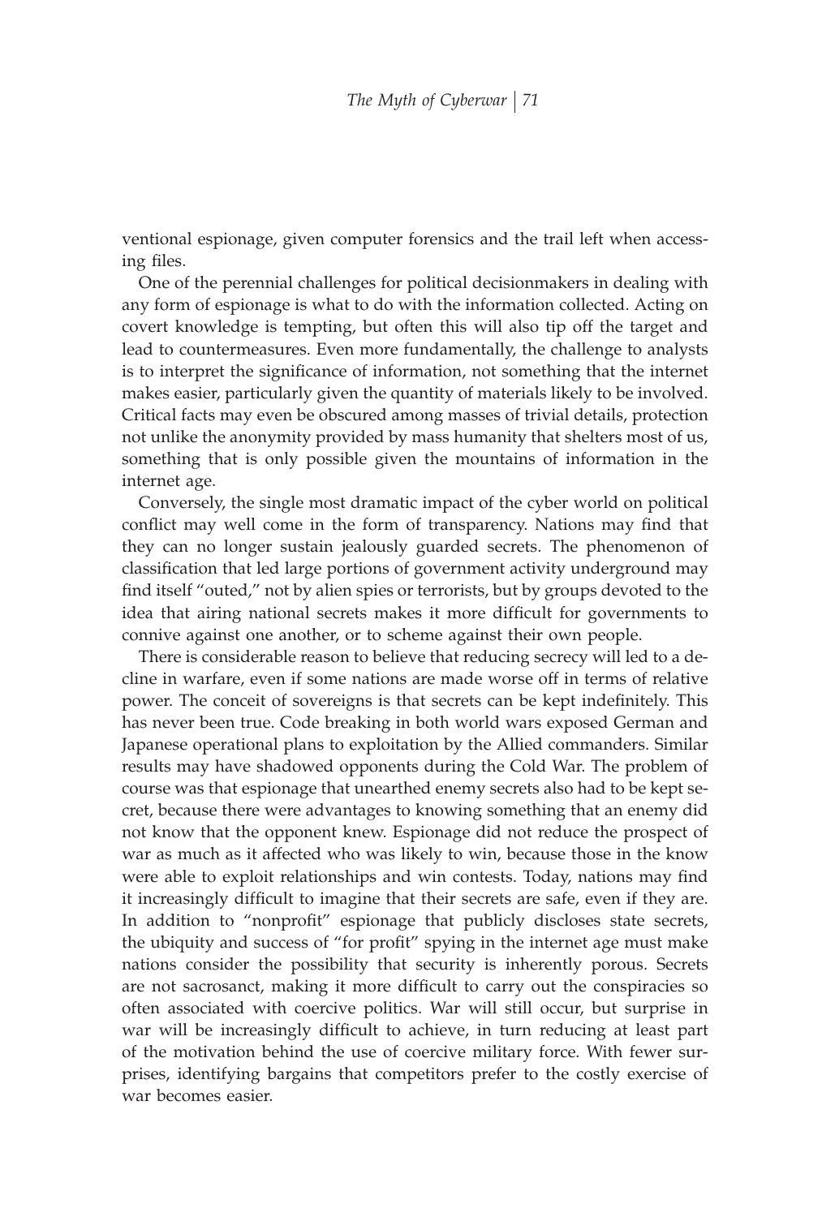ventional espionage, given computer forensics and the trail left when accessing files.

One of the perennial challenges for political decisionmakers in dealing with any form of espionage is what to do with the information collected. Acting on covert knowledge is tempting, but often this will also tip off the target and lead to countermeasures. Even more fundamentally, the challenge to analysts is to interpret the significance of information, not something that the internet makes easier, particularly given the quantity of materials likely to be involved. Critical facts may even be obscured among masses of trivial details, protection not unlike the anonymity provided by mass humanity that shelters most of us, something that is only possible given the mountains of information in the internet age.

Conversely, the single most dramatic impact of the cyber world on political conflict may well come in the form of transparency. Nations may find that they can no longer sustain jealously guarded secrets. The phenomenon of classification that led large portions of government activity underground may find itself "outed," not by alien spies or terrorists, but by groups devoted to the idea that airing national secrets makes it more difficult for governments to connive against one another, or to scheme against their own people.

There is considerable reason to believe that reducing secrecy will led to a decline in warfare, even if some nations are made worse off in terms of relative power. The conceit of sovereigns is that secrets can be kept indefinitely. This has never been true. Code breaking in both world wars exposed German and Japanese operational plans to exploitation by the Allied commanders. Similar results may have shadowed opponents during the Cold War. The problem of course was that espionage that unearthed enemy secrets also had to be kept secret, because there were advantages to knowing something that an enemy did not know that the opponent knew. Espionage did not reduce the prospect of war as much as it affected who was likely to win, because those in the know were able to exploit relationships and win contests. Today, nations may find it increasingly difficult to imagine that their secrets are safe, even if they are. In addition to "nonprofit" espionage that publicly discloses state secrets, the ubiquity and success of "for profit" spying in the internet age must make nations consider the possibility that security is inherently porous. Secrets are not sacrosanct, making it more difficult to carry out the conspiracies so often associated with coercive politics. War will still occur, but surprise in war will be increasingly difficult to achieve, in turn reducing at least part of the motivation behind the use of coercive military force. With fewer surprises, identifying bargains that competitors prefer to the costly exercise of war becomes easier.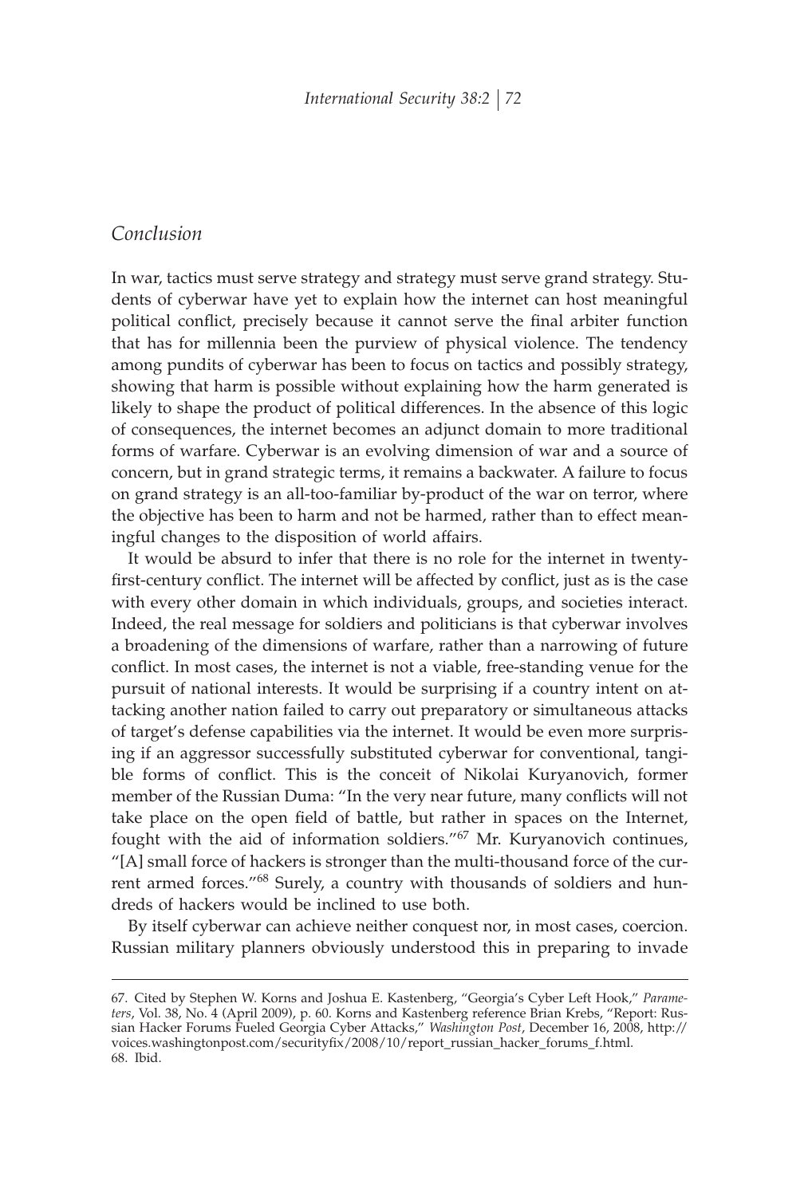## Conclusion

In war, tactics must serve strategy and strategy must serve grand strategy. Students of cyberwar have yet to explain how the internet can host meaningful political conflict, precisely because it cannot serve the final arbiter function that has for millennia been the purview of physical violence. The tendency among pundits of cyberwar has been to focus on tactics and possibly strategy, showing that harm is possible without explaining how the harm generated is likely to shape the product of political differences. In the absence of this logic of consequences, the internet becomes an adjunct domain to more traditional forms of warfare. Cyberwar is an evolving dimension of war and a source of concern, but in grand strategic terms, it remains a backwater. A failure to focus on grand strategy is an all-too-familiar by-product of the war on terror, where the objective has been to harm and not be harmed, rather than to effect meaningful changes to the disposition of world affairs.

It would be absurd to infer that there is no role for the internet in twenty-first-century conflict. The internet will be affected by conflict, just as is the case with every other domain in which individuals, groups, and societies interact. Indeed, the real message for soldiers and politicians is that cyberwar involves a broadening of the dimensions of warfare, rather than a narrowing of future conflict. In most cases, the internet is not a viable, free-standing venue for the pursuit of national interests. It would be surprising if a country intent on attacking another nation failed to carry out preparatory or simultaneous attacks of target's defense capabilities via the internet. It would be even more surprising if an aggressor successfully substituted cyberwar for conventional, tangible forms of conflict. This is the conceit of Nikolai Kuryanovich, former member of the Russian Duma: "In the very near future, many conflicts will not take place on the open field of battle, but rather in spaces on the Internet, fought with the aid of information soldiers."[67] Mr. Kuryanovich continues, "[A] small force of hackers is stronger than the multi-thousand force of the current armed forces."[68] Surely, a country with thousands of soldiers and hundreds of hackers would be inclined to use both.

By itself cyberwar can achieve neither conquest nor, in most cases, coercion. Russian military planners obviously understood this in preparing to invade

67. Cited by Stephen W. Korns and Joshua E. Kastenberg, "Georgia's Cyber Left Hook," *Parameters*, Vol. 38, No. 4 (April 2009), p. 60. Korns and Kastenberg reference Brian Krebs, "Report: Russian Hacker Forums Fueled Georgia Cyber Attacks," *Washington Post*, December 16, 2008, http://voices.washingtonpost.com/securityfix/2008/10/report_russian_hacker_forums_f.html.
68. Ibid.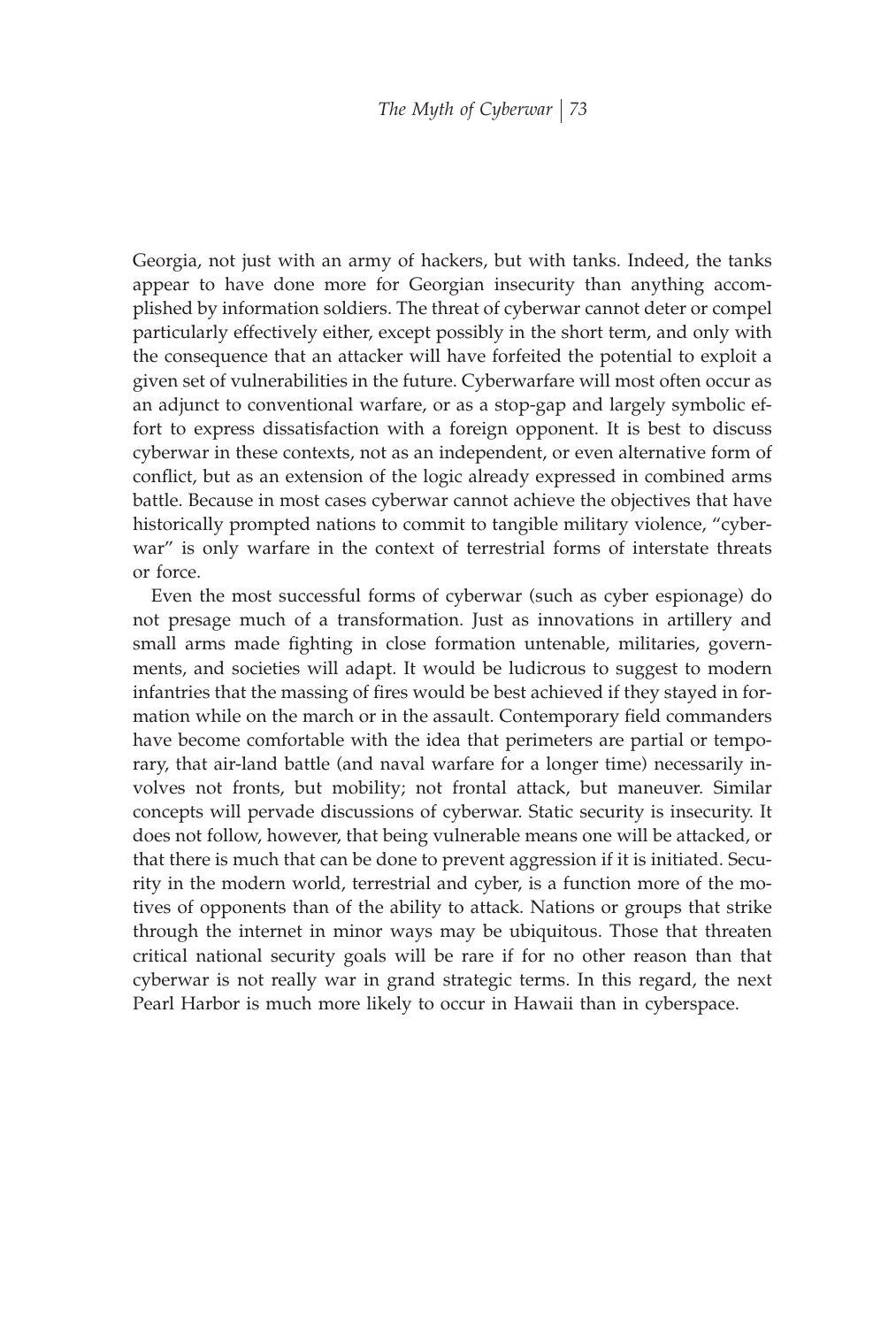Georgia, not just with an army of hackers, but with tanks. Indeed, the tanks appear to have done more for Georgian insecurity than anything accomplished by information soldiers. The threat of cyberwar cannot deter or compel particularly effectively either, except possibly in the short term, and only with the consequence that an attacker will have forfeited the potential to exploit a given set of vulnerabilities in the future. Cyberwarfare will most often occur as an adjunct to conventional warfare, or as a stop-gap and largely symbolic effort to express dissatisfaction with a foreign opponent. It is best to discuss cyberwar in these contexts, not as an independent, or even alternative form of conflict, but as an extension of the logic already expressed in combined arms battle. Because in most cases cyberwar cannot achieve the objectives that have historically prompted nations to commit to tangible military violence, "cyberwar" is only warfare in the context of terrestrial forms of interstate threats or force.

Even the most successful forms of cyberwar (such as cyber espionage) do not presage much of a transformation. Just as innovations in artillery and small arms made fighting in close formation untenable, militaries, governments, and societies will adapt. It would be ludicrous to suggest to modern infantries that the massing of fires would be best achieved if they stayed in formation while on the march or in the assault. Contemporary field commanders have become comfortable with the idea that perimeters are partial or temporary, that air-land battle (and naval warfare for a longer time) necessarily involves not fronts, but mobility; not frontal attack, but maneuver. Similar concepts will pervade discussions of cyberwar. Static security is insecurity. It does not follow, however, that being vulnerable means one will be attacked, or that there is much that can be done to prevent aggression if it is initiated. Security in the modern world, terrestrial and cyber, is a function more of the motives of opponents than of the ability to attack. Nations or groups that strike through the internet in minor ways may be ubiquitous. Those that threaten critical national security goals will be rare if for no other reason than that cyberwar is not really war in grand strategic terms. In this regard, the next Pearl Harbor is much more likely to occur in Hawaii than in cyberspace.